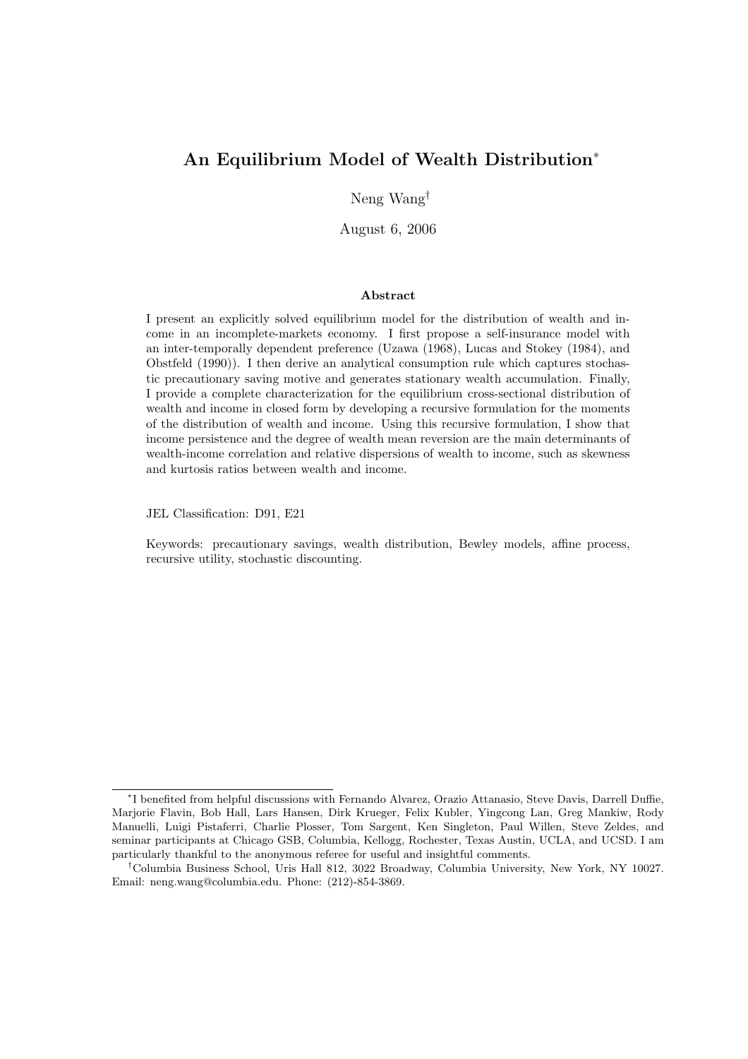# An Equilibrium Model of Wealth Distribution*

Neng Wang†

August 6, 2006

### Abstract

I present an explicitly solved equilibrium model for the distribution of wealth and income in an incomplete-markets economy. I first propose a self-insurance model with an inter-temporally dependent preference (Uzawa (1968), Lucas and Stokey (1984), and Obstfeld (1990)). I then derive an analytical consumption rule which captures stochastic precautionary saving motive and generates stationary wealth accumulation. Finally, I provide a complete characterization for the equilibrium cross-sectional distribution of wealth and income in closed form by developing a recursive formulation for the moments of the distribution of wealth and income. Using this recursive formulation, I show that income persistence and the degree of wealth mean reversion are the main determinants of wealth-income correlation and relative dispersions of wealth to income, such as skewness and kurtosis ratios between wealth and income.

JEL Classification: D91, E21

Keywords: precautionary savings, wealth distribution, Bewley models, affine process, recursive utility, stochastic discounting.

---

*I benefited from helpful discussions with Fernando Alvarez, Orazio Attanasio, Steve Davis, Darrell Duffie, Marjorie Flavin, Bob Hall, Lars Hansen, Dirk Krueger, Felix Kubler, Yingcong Lan, Greg Mankiw, Rody Manuelli, Luigi Pistaferri, Charlie Plosser, Tom Sargent, Ken Singleton, Paul Willen, Steve Zeldes, and seminar participants at Chicago GSB, Columbia, Kellogg, Rochester, Texas Austin, UCLA, and UCSD. I am particularly thankful to the anonymous referee for useful and insightful comments.

†Columbia Business School, Uris Hall 812, 3022 Broadway, Columbia University, New York, NY 10027. Email: neng.wang@columbia.edu. Phone: (212)-854-3869.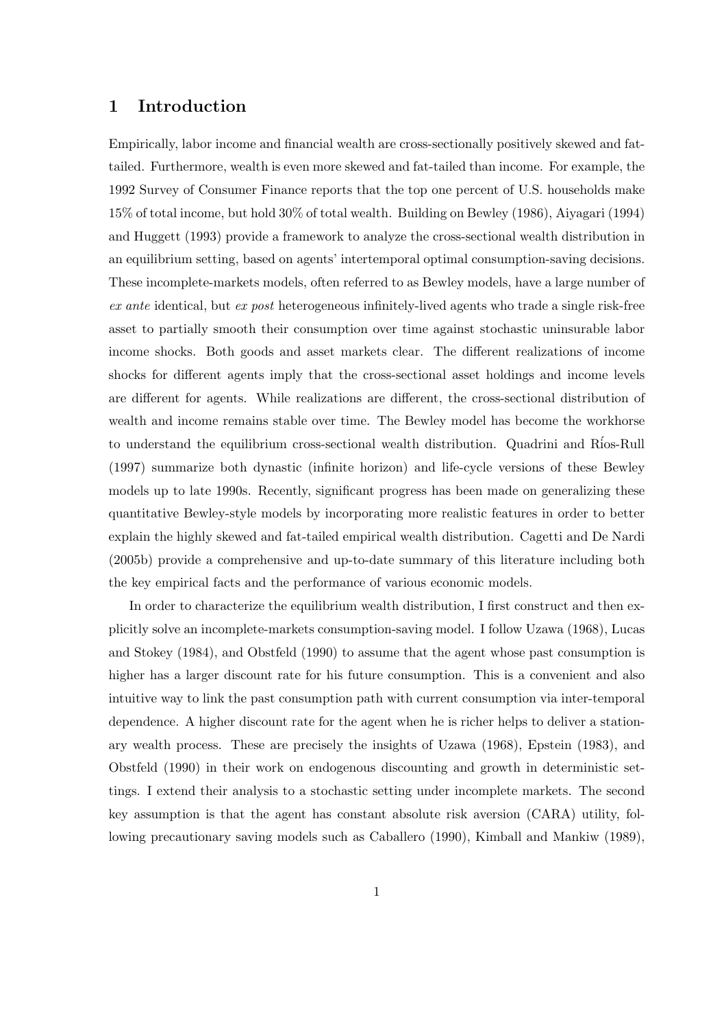# 1 Introduction

Empirically, labor income and financial wealth are cross-sectionally positively skewed and fat-tailed. Furthermore, wealth is even more skewed and fat-tailed than income. For example, the 1992 Survey of Consumer Finance reports that the top one percent of U.S. households make 15% of total income, but hold 30% of total wealth. Building on Bewley (1986), Aiyagari (1994) and Huggett (1993) provide a framework to analyze the cross-sectional wealth distribution in an equilibrium setting, based on agents' intertemporal optimal consumption-saving decisions. These incomplete-markets models, often referred to as Bewley models, have a large number of *ex ante* identical, but *ex post* heterogeneous infinitely-lived agents who trade a single risk-free asset to partially smooth their consumption over time against stochastic uninsurable labor income shocks. Both goods and asset markets clear. The different realizations of income shocks for different agents imply that the cross-sectional asset holdings and income levels are different for agents. While realizations are different, the cross-sectional distribution of wealth and income remains stable over time. The Bewley model has become the workhorse to understand the equilibrium cross-sectional wealth distribution. Quadrini and Ríos-Rull (1997) summarize both dynastic (infinite horizon) and life-cycle versions of these Bewley models up to late 1990s. Recently, significant progress has been made on generalizing these quantitative Bewley-style models by incorporating more realistic features in order to better explain the highly skewed and fat-tailed empirical wealth distribution. Cagetti and De Nardi (2005b) provide a comprehensive and up-to-date summary of this literature including both the key empirical facts and the performance of various economic models.

In order to characterize the equilibrium wealth distribution, I first construct and then explicitly solve an incomplete-markets consumption-saving model. I follow Uzawa (1968), Lucas and Stokey (1984), and Obstfeld (1990) to assume that the agent whose past consumption is higher has a larger discount rate for his future consumption. This is a convenient and also intuitive way to link the past consumption path with current consumption via inter-temporal dependence. A higher discount rate for the agent when he is richer helps to deliver a stationary wealth process. These are precisely the insights of Uzawa (1968), Epstein (1983), and Obstfeld (1990) in their work on endogenous discounting and growth in deterministic settings. I extend their analysis to a stochastic setting under incomplete markets. The second key assumption is that the agent has constant absolute risk aversion (CARA) utility, following precautionary saving models such as Caballero (1990), Kimball and Mankiw (1989),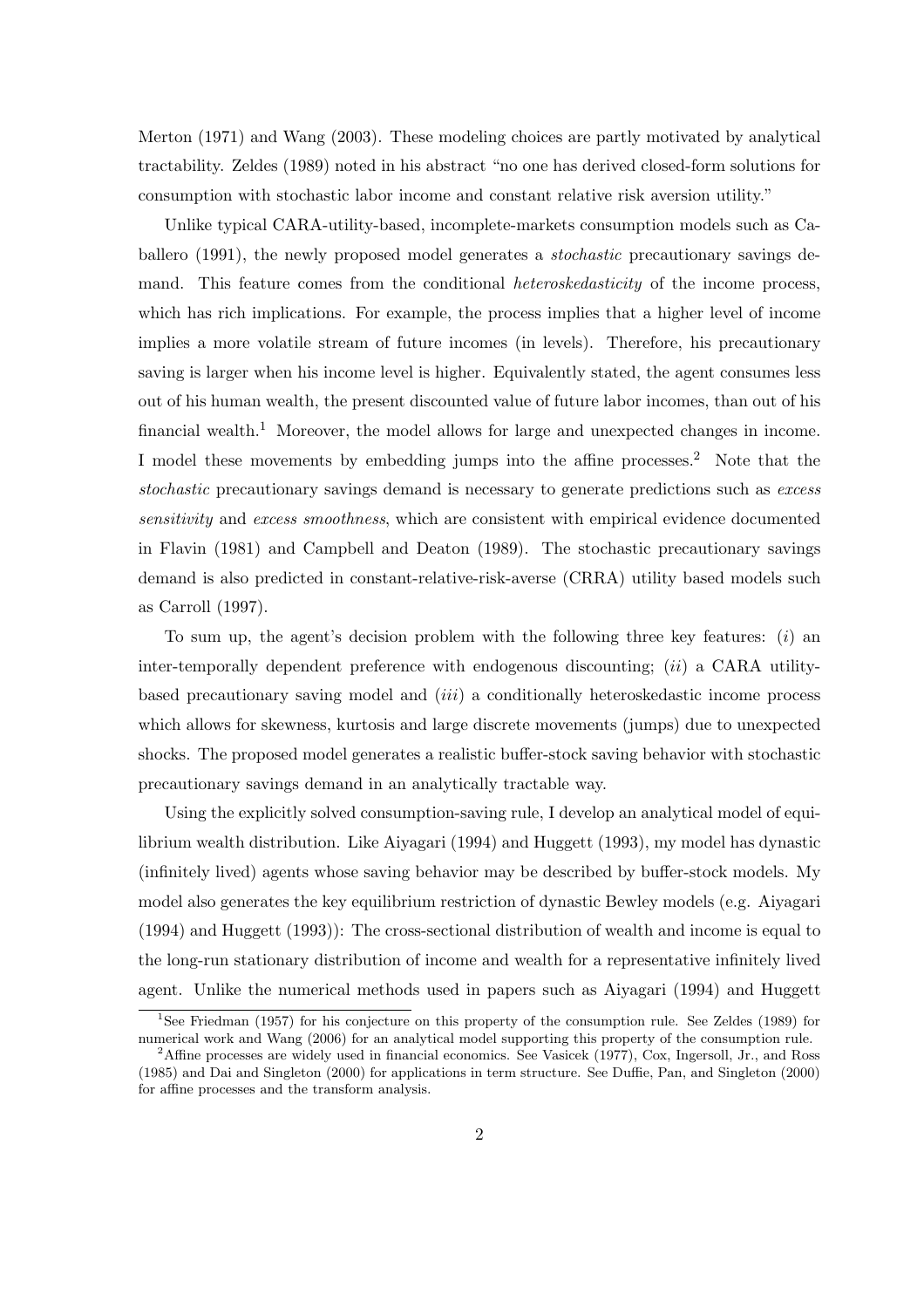Merton (1971) and Wang (2003). These modeling choices are partly motivated by analytical tractability. Zeldes (1989) noted in his abstract "no one has derived closed-form solutions for consumption with stochastic labor income and constant relative risk aversion utility."

Unlike typical CARA-utility-based, incomplete-markets consumption models such as Caballero (1991), the newly proposed model generates a *stochastic* precautionary savings demand. This feature comes from the conditional *heteroskedasticity* of the income process, which has rich implications. For example, the process implies that a higher level of income implies a more volatile stream of future incomes (in levels). Therefore, his precautionary saving is larger when his income level is higher. Equivalently stated, the agent consumes less out of his human wealth, the present discounted value of future labor incomes, than out of his financial wealth.[1] Moreover, the model allows for large and unexpected changes in income. I model these movements by embedding jumps into the affine processes.[2] Note that the *stochastic* precautionary savings demand is necessary to generate predictions such as *excess sensitivity* and *excess smoothness*, which are consistent with empirical evidence documented in Flavin (1981) and Campbell and Deaton (1989). The stochastic precautionary savings demand is also predicted in constant-relative-risk-averse (CRRA) utility based models such as Carroll (1997).

To sum up, the agent's decision problem with the following three key features: (*i*) an inter-temporally dependent preference with endogenous discounting; (*ii*) a CARA utility-based precautionary saving model and (*iii*) a conditionally heteroskedastic income process which allows for skewness, kurtosis and large discrete movements (jumps) due to unexpected shocks. The proposed model generates a realistic buffer-stock saving behavior with stochastic precautionary savings demand in an analytically tractable way.

Using the explicitly solved consumption-saving rule, I develop an analytical model of equilibrium wealth distribution. Like Aiyagari (1994) and Huggett (1993), my model has dynastic (infinitely lived) agents whose saving behavior may be described by buffer-stock models. My model also generates the key equilibrium restriction of dynastic Bewley models (e.g. Aiyagari (1994) and Huggett (1993)): The cross-sectional distribution of wealth and income is equal to the long-run stationary distribution of income and wealth for a representative infinitely lived agent. Unlike the numerical methods used in papers such as Aiyagari (1994) and Huggett

[1] See Friedman (1957) for his conjecture on this property of the consumption rule. See Zeldes (1989) for numerical work and Wang (2006) for an analytical model supporting this property of the consumption rule.

[2] Affine processes are widely used in financial economics. See Vasicek (1977), Cox, Ingersoll, Jr., and Ross (1985) and Dai and Singleton (2000) for applications in term structure. See Duffie, Pan, and Singleton (2000) for affine processes and the transform analysis.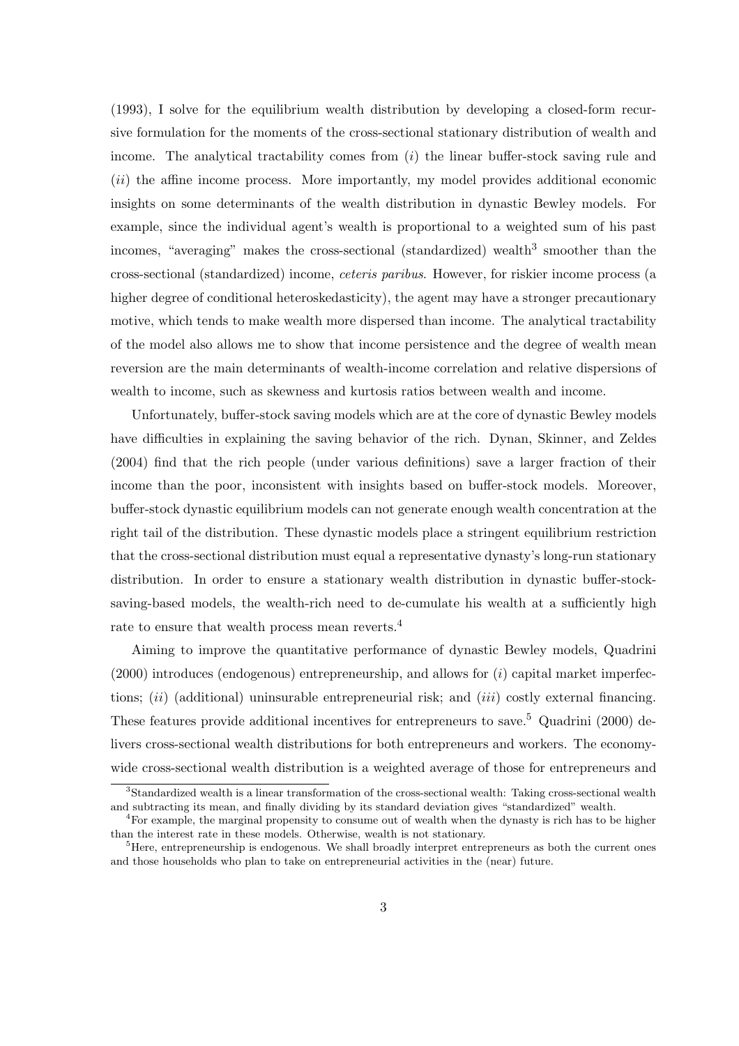(1993), I solve for the equilibrium wealth distribution by developing a closed-form recursive formulation for the moments of the cross-sectional stationary distribution of wealth and income. The analytical tractability comes from (*i*) the linear buffer-stock saving rule and (*ii*) the affine income process. More importantly, my model provides additional economic insights on some determinants of the wealth distribution in dynastic Bewley models. For example, since the individual agent's wealth is proportional to a weighted sum of his past incomes, "averaging" makes the cross-sectional (standardized) wealth[3] smoother than the cross-sectional (standardized) income, *ceteris paribus*. However, for riskier income process (a higher degree of conditional heteroskedasticity), the agent may have a stronger precautionary motive, which tends to make wealth more dispersed than income. The analytical tractability of the model also allows me to show that income persistence and the degree of wealth mean reversion are the main determinants of wealth-income correlation and relative dispersions of wealth to income, such as skewness and kurtosis ratios between wealth and income.

Unfortunately, buffer-stock saving models which are at the core of dynastic Bewley models have difficulties in explaining the saving behavior of the rich. Dynan, Skinner, and Zeldes (2004) find that the rich people (under various definitions) save a larger fraction of their income than the poor, inconsistent with insights based on buffer-stock models. Moreover, buffer-stock dynastic equilibrium models can not generate enough wealth concentration at the right tail of the distribution. These dynastic models place a stringent equilibrium restriction that the cross-sectional distribution must equal a representative dynasty's long-run stationary distribution. In order to ensure a stationary wealth distribution in dynastic buffer-stock-saving-based models, the wealth-rich need to de-cumulate his wealth at a sufficiently high rate to ensure that wealth process mean reverts.[4]

Aiming to improve the quantitative performance of dynastic Bewley models, Quadrini (2000) introduces (endogenous) entrepreneurship, and allows for (*i*) capital market imperfections; (*ii*) (additional) uninsurable entrepreneurial risk; and (*iii*) costly external financing. These features provide additional incentives for entrepreneurs to save.[5] Quadrini (2000) delivers cross-sectional wealth distributions for both entrepreneurs and workers. The economy-wide cross-sectional wealth distribution is a weighted average of those for entrepreneurs and

---

[3] Standardized wealth is a linear transformation of the cross-sectional wealth: Taking cross-sectional wealth and subtracting its mean, and finally dividing by its standard deviation gives "standardized" wealth.

[4] For example, the marginal propensity to consume out of wealth when the dynasty is rich has to be higher than the interest rate in these models. Otherwise, wealth is not stationary.

[5] Here, entrepreneurship is endogenous. We shall broadly interpret entrepreneurs as both the current ones and those households who plan to take on entrepreneurial activities in the (near) future.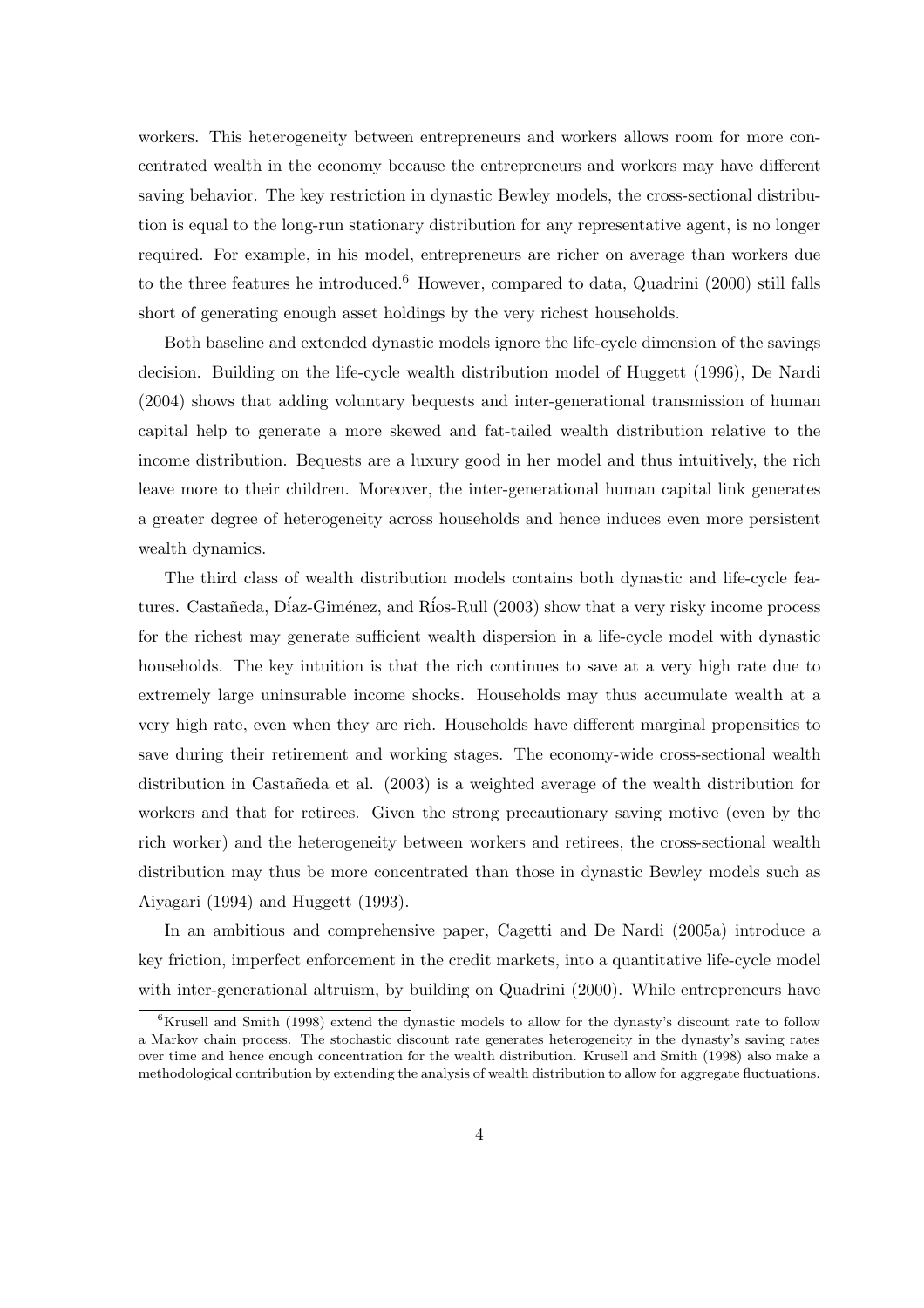workers. This heterogeneity between entrepreneurs and workers allows room for more concentrated wealth in the economy because the entrepreneurs and workers may have different saving behavior. The key restriction in dynastic Bewley models, the cross-sectional distribution is equal to the long-run stationary distribution for any representative agent, is no longer required. For example, in his model, entrepreneurs are richer on average than workers due to the three features he introduced.[6] However, compared to data, Quadrini (2000) still falls short of generating enough asset holdings by the very richest households.

Both baseline and extended dynastic models ignore the life-cycle dimension of the savings decision. Building on the life-cycle wealth distribution model of Huggett (1996), De Nardi (2004) shows that adding voluntary bequests and inter-generational transmission of human capital help to generate a more skewed and fat-tailed wealth distribution relative to the income distribution. Bequests are a luxury good in her model and thus intuitively, the rich leave more to their children. Moreover, the inter-generational human capital link generates a greater degree of heterogeneity across households and hence induces even more persistent wealth dynamics.

The third class of wealth distribution models contains both dynastic and life-cycle features. Castañeda, Díaz-Giménez, and Ríos-Rull (2003) show that a very risky income process for the richest may generate sufficient wealth dispersion in a life-cycle model with dynastic households. The key intuition is that the rich continues to save at a very high rate due to extremely large uninsurable income shocks. Households may thus accumulate wealth at a very high rate, even when they are rich. Households have different marginal propensities to save during their retirement and working stages. The economy-wide cross-sectional wealth distribution in Castañeda et al. (2003) is a weighted average of the wealth distribution for workers and that for retirees. Given the strong precautionary saving motive (even by the rich worker) and the heterogeneity between workers and retirees, the cross-sectional wealth distribution may thus be more concentrated than those in dynastic Bewley models such as Aiyagari (1994) and Huggett (1993).

In an ambitious and comprehensive paper, Cagetti and De Nardi (2005a) introduce a key friction, imperfect enforcement in the credit markets, into a quantitative life-cycle model with inter-generational altruism, by building on Quadrini (2000). While entrepreneurs have

[6] Krusell and Smith (1998) extend the dynastic models to allow for the dynasty's discount rate to follow a Markov chain process. The stochastic discount rate generates heterogeneity in the dynasty's saving rates over time and hence enough concentration for the wealth distribution. Krusell and Smith (1998) also make a methodological contribution by extending the analysis of wealth distribution to allow for aggregate fluctuations.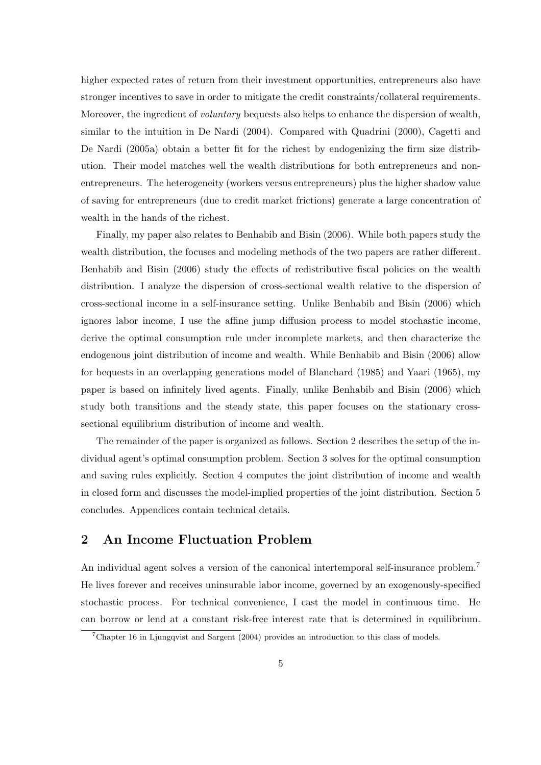higher expected rates of return from their investment opportunities, entrepreneurs also have stronger incentives to save in order to mitigate the credit constraints/collateral requirements. Moreover, the ingredient of *voluntary* bequests also helps to enhance the dispersion of wealth, similar to the intuition in De Nardi (2004). Compared with Quadrini (2000), Cagetti and De Nardi (2005a) obtain a better fit for the richest by endogenizing the firm size distribution. Their model matches well the wealth distributions for both entrepreneurs and non-entrepreneurs. The heterogeneity (workers versus entrepreneurs) plus the higher shadow value of saving for entrepreneurs (due to credit market frictions) generate a large concentration of wealth in the hands of the richest.

Finally, my paper also relates to Benhabib and Bisin (2006). While both papers study the wealth distribution, the focuses and modeling methods of the two papers are rather different. Benhabib and Bisin (2006) study the effects of redistributive fiscal policies on the wealth distribution. I analyze the dispersion of cross-sectional wealth relative to the dispersion of cross-sectional income in a self-insurance setting. Unlike Benhabib and Bisin (2006) which ignores labor income, I use the affine jump diffusion process to model stochastic income, derive the optimal consumption rule under incomplete markets, and then characterize the endogenous joint distribution of income and wealth. While Benhabib and Bisin (2006) allow for bequests in an overlapping generations model of Blanchard (1985) and Yaari (1965), my paper is based on infinitely lived agents. Finally, unlike Benhabib and Bisin (2006) which study both transitions and the steady state, this paper focuses on the stationary cross-sectional equilibrium distribution of income and wealth.

The remainder of the paper is organized as follows. Section 2 describes the setup of the individual agent's optimal consumption problem. Section 3 solves for the optimal consumption and saving rules explicitly. Section 4 computes the joint distribution of income and wealth in closed form and discusses the model-implied properties of the joint distribution. Section 5 concludes. Appendices contain technical details.

## 2 An Income Fluctuation Problem

An individual agent solves a version of the canonical intertemporal self-insurance problem.[7] He lives forever and receives uninsurable labor income, governed by an exogenously-specified stochastic process. For technical convenience, I cast the model in continuous time. He can borrow or lend at a constant risk-free interest rate that is determined in equilibrium.

[7] Chapter 16 in Ljungqvist and Sargent (2004) provides an introduction to this class of models.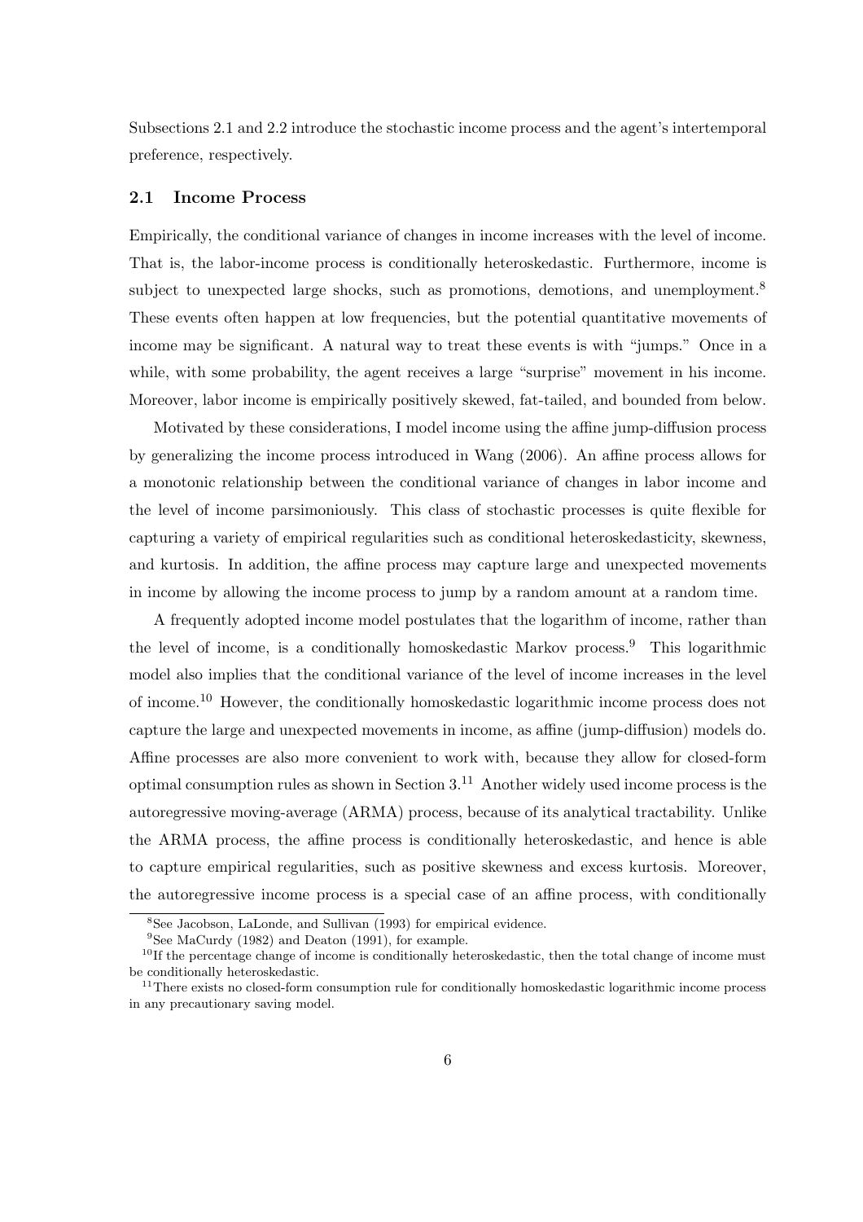Subsections 2.1 and 2.2 introduce the stochastic income process and the agent's intertemporal preference, respectively.

### 2.1 Income Process

Empirically, the conditional variance of changes in income increases with the level of income. That is, the labor-income process is conditionally heteroskedastic. Furthermore, income is subject to unexpected large shocks, such as promotions, demotions, and unemployment.[8] These events often happen at low frequencies, but the potential quantitative movements of income may be significant. A natural way to treat these events is with "jumps." Once in a while, with some probability, the agent receives a large "surprise" movement in his income. Moreover, labor income is empirically positively skewed, fat-tailed, and bounded from below.

Motivated by these considerations, I model income using the affine jump-diffusion process by generalizing the income process introduced in Wang (2006). An affine process allows for a monotonic relationship between the conditional variance of changes in labor income and the level of income parsimoniously. This class of stochastic processes is quite flexible for capturing a variety of empirical regularities such as conditional heteroskedasticity, skewness, and kurtosis. In addition, the affine process may capture large and unexpected movements in income by allowing the income process to jump by a random amount at a random time.

A frequently adopted income model postulates that the logarithm of income, rather than the level of income, is a conditionally homoskedastic Markov process.[9] This logarithmic model also implies that the conditional variance of the level of income increases in the level of income.[10] However, the conditionally homoskedastic logarithmic income process does not capture the large and unexpected movements in income, as affine (jump-diffusion) models do. Affine processes are also more convenient to work with, because they allow for closed-form optimal consumption rules as shown in Section 3.[11] Another widely used income process is the autoregressive moving-average (ARMA) process, because of its analytical tractability. Unlike the ARMA process, the affine process is conditionally heteroskedastic, and hence is able to capture empirical regularities, such as positive skewness and excess kurtosis. Moreover, the autoregressive income process is a special case of an affine process, with conditionally

[8] See Jacobson, LaLonde, and Sullivan (1993) for empirical evidence.

[9] See MaCurdy (1982) and Deaton (1991), for example.

[10] If the percentage change of income is conditionally heteroskedastic, then the total change of income must be conditionally heteroskedastic.

[11] There exists no closed-form consumption rule for conditionally homoskedastic logarithmic income process in any precautionary saving model.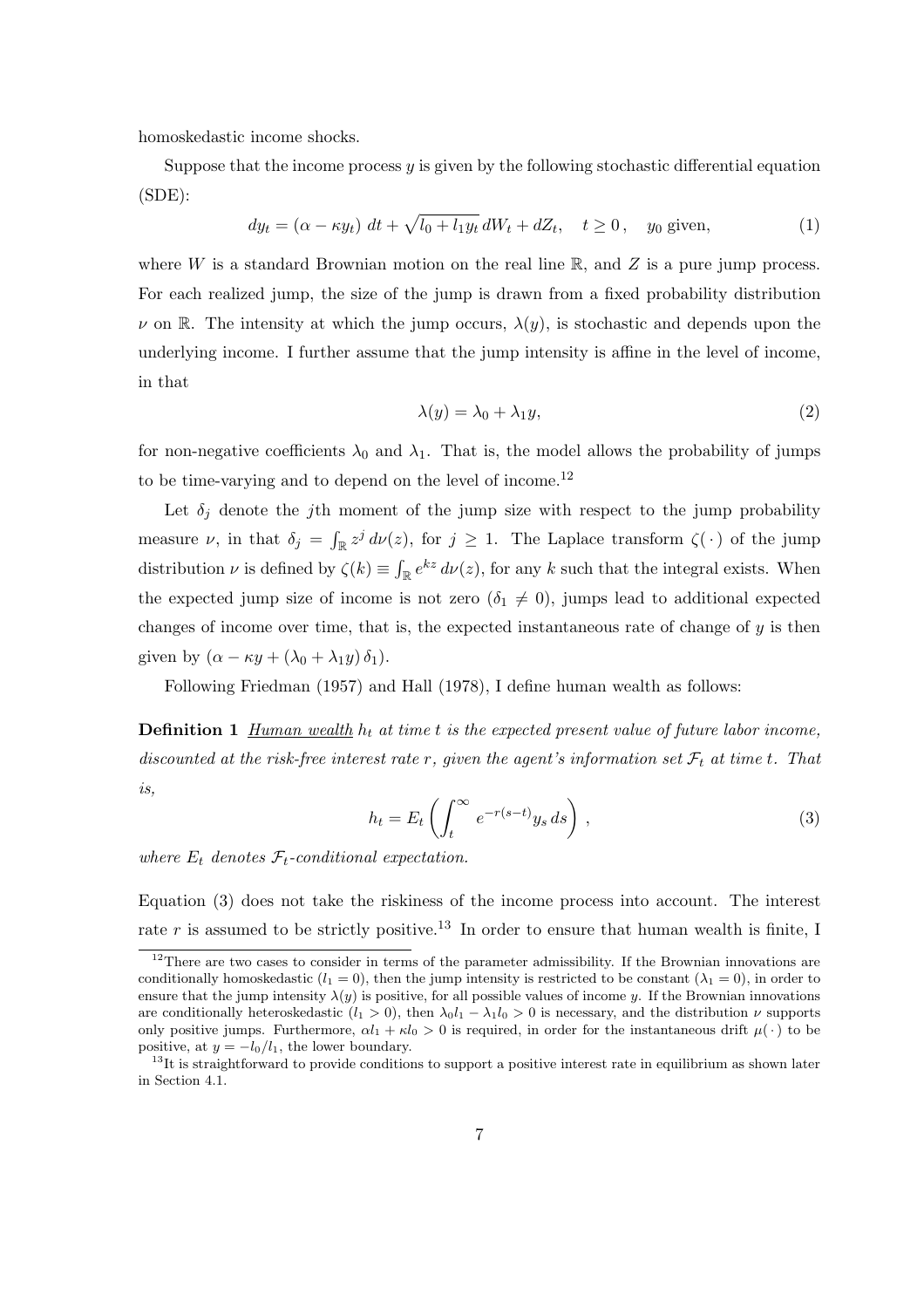homoskedastic income shocks.

Suppose that the income process $y$ is given by the following stochastic differential equation (SDE):

$$dy_t = (\alpha - \kappa y_t)\, dt + \sqrt{l_0 + l_1 y_t}\, dW_t + dZ_t, \quad t \geq 0\,, \quad y_0 \text{ given}, \tag{1}$$

where $W$ is a standard Brownian motion on the real line $\mathbb{R}$, and $Z$ is a pure jump process. For each realized jump, the size of the jump is drawn from a fixed probability distribution $\nu$ on $\mathbb{R}$. The intensity at which the jump occurs, $\lambda(y)$, is stochastic and depends upon the underlying income. I further assume that the jump intensity is affine in the level of income, in that

$$\lambda(y) = \lambda_0 + \lambda_1 y, \tag{2}$$

for non-negative coefficients $\lambda_0$ and $\lambda_1$. That is, the model allows the probability of jumps to be time-varying and to depend on the level of income.[12]

Let $\delta_j$ denote the $j$th moment of the jump size with respect to the jump probability measure $\nu$, in that $\delta_j = \int_{\mathbb{R}} z^j \, d\nu(z)$, for $j \geq 1$. The Laplace transform $\zeta(\,\cdot\,)$ of the jump distribution $\nu$ is defined by $\zeta(k) \equiv \int_{\mathbb{R}} e^{kz} \, d\nu(z)$, for any $k$ such that the integral exists. When the expected jump size of income is not zero ($\delta_1 \neq 0$), jumps lead to additional expected changes of income over time, that is, the expected instantaneous rate of change of $y$ is then given by $(\alpha - \kappa y + (\lambda_0 + \lambda_1 y)\, \delta_1)$.

Following Friedman (1957) and Hall (1978), I define human wealth as follows:

**Definition 1** *Human wealth $h_t$ at time $t$ is the expected present value of future labor income, discounted at the risk-free interest rate $r$, given the agent's information set $\mathcal{F}_t$ at time $t$. That is,*

$$h_t = E_t \left( \int_t^\infty e^{-r(s-t)} y_s \, ds \right) \,, \tag{3}$$

*where $E_t$ denotes $\mathcal{F}_t$-conditional expectation.*

Equation (3) does not take the riskiness of the income process into account. The interest rate $r$ is assumed to be strictly positive.[13] In order to ensure that human wealth is finite, I

[12] There are two cases to consider in terms of the parameter admissibility. If the Brownian innovations are conditionally homoskedastic ($l_1 = 0$), then the jump intensity is restricted to be constant ($\lambda_1 = 0$), in order to ensure that the jump intensity $\lambda(y)$ is positive, for all possible values of income $y$. If the Brownian innovations are conditionally heteroskedastic ($l_1 > 0$), then $\lambda_0 l_1 - \lambda_1 l_0 > 0$ is necessary, and the distribution $\nu$ supports only positive jumps. Furthermore, $\alpha l_1 + \kappa l_0 > 0$ is required, in order for the instantaneous drift $\mu(\,\cdot\,)$ to be positive, at $y = -l_0/l_1$, the lower boundary.

[13] It is straightforward to provide conditions to support a positive interest rate in equilibrium as shown later in Section 4.1.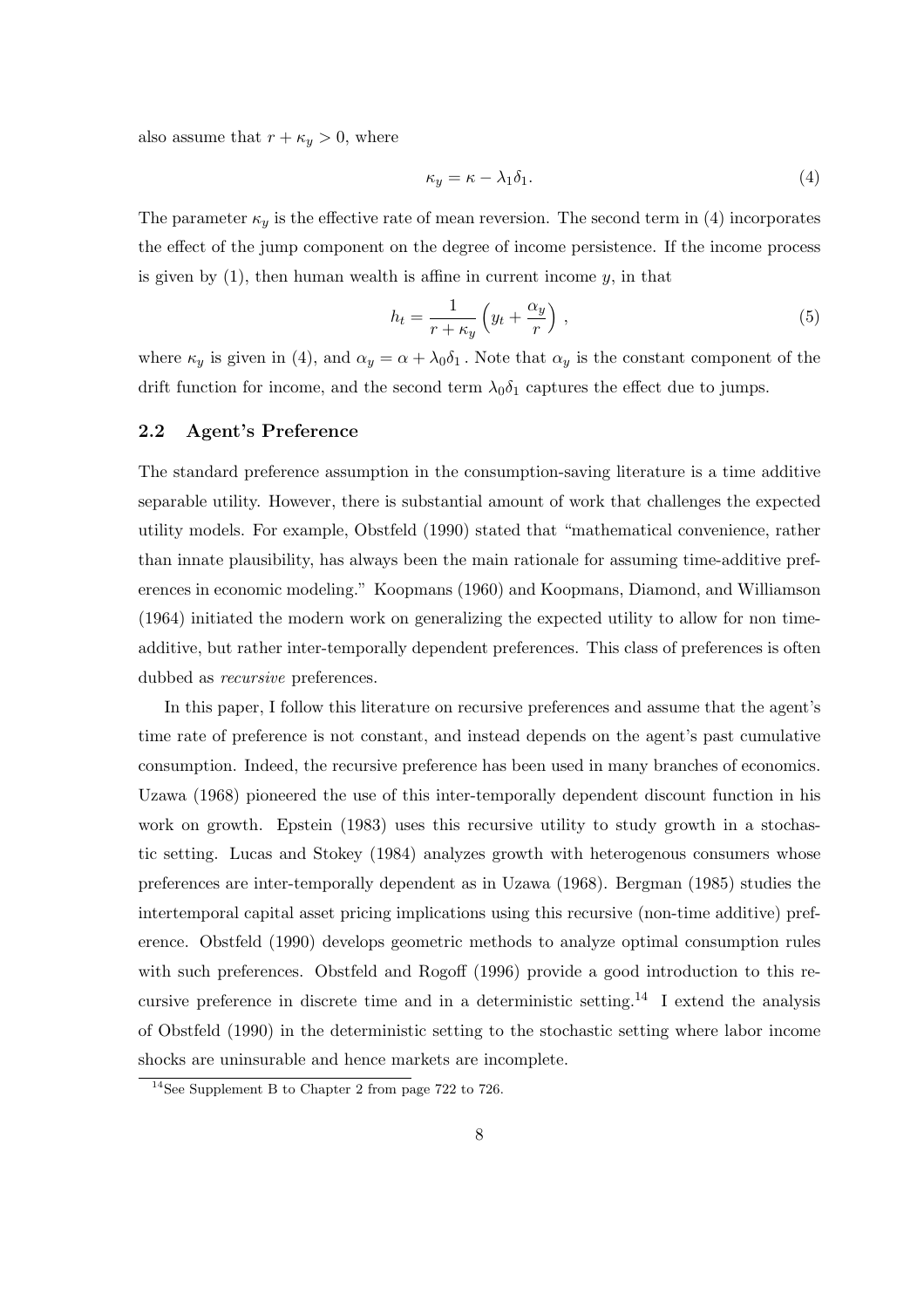also assume that $r + \kappa_y > 0$, where

$$\kappa_y = \kappa - \lambda_1 \delta_1. \tag{4}$$

The parameter $\kappa_y$ is the effective rate of mean reversion. The second term in (4) incorporates the effect of the jump component on the degree of income persistence. If the income process is given by (1), then human wealth is affine in current income $y$, in that

$$h_t = \frac{1}{r + \kappa_y} \left( y_t + \frac{\alpha_y}{r} \right) , \tag{5}$$

where $\kappa_y$ is given in (4), and $\alpha_y = \alpha + \lambda_0 \delta_1$ . Note that $\alpha_y$ is the constant component of the drift function for income, and the second term $\lambda_0 \delta_1$ captures the effect due to jumps.

### 2.2 Agent's Preference

The standard preference assumption in the consumption-saving literature is a time additive separable utility. However, there is substantial amount of work that challenges the expected utility models. For example, Obstfeld (1990) stated that "mathematical convenience, rather than innate plausibility, has always been the main rationale for assuming time-additive preferences in economic modeling." Koopmans (1960) and Koopmans, Diamond, and Williamson (1964) initiated the modern work on generalizing the expected utility to allow for non time-additive, but rather inter-temporally dependent preferences. This class of preferences is often dubbed as *recursive* preferences.

In this paper, I follow this literature on recursive preferences and assume that the agent's time rate of preference is not constant, and instead depends on the agent's past cumulative consumption. Indeed, the recursive preference has been used in many branches of economics. Uzawa (1968) pioneered the use of this inter-temporally dependent discount function in his work on growth. Epstein (1983) uses this recursive utility to study growth in a stochastic setting. Lucas and Stokey (1984) analyzes growth with heterogenous consumers whose preferences are inter-temporally dependent as in Uzawa (1968). Bergman (1985) studies the intertemporal capital asset pricing implications using this recursive (non-time additive) preference. Obstfeld (1990) develops geometric methods to analyze optimal consumption rules with such preferences. Obstfeld and Rogoff (1996) provide a good introduction to this recursive preference in discrete time and in a deterministic setting.[14] I extend the analysis of Obstfeld (1990) in the deterministic setting to the stochastic setting where labor income shocks are uninsurable and hence markets are incomplete.

[14] See Supplement B to Chapter 2 from page 722 to 726.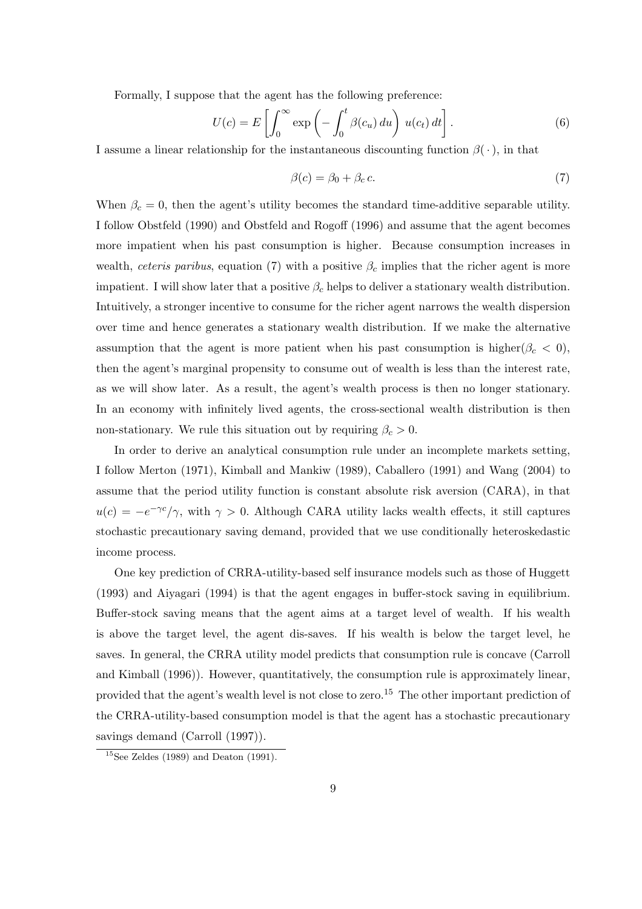Formally, I suppose that the agent has the following preference:

$$U(c) = E\left[\int_0^\infty \exp\left(-\int_0^t \beta(c_u)\, du\right)\, u(c_t)\, dt\right]. \tag{6}$$

I assume a linear relationship for the instantaneous discounting function $\beta(\,\cdot\,)$, in that

$$\beta(c) = \beta_0 + \beta_c\, c. \tag{7}$$

When $\beta_c = 0$, then the agent's utility becomes the standard time-additive separable utility. I follow Obstfeld (1990) and Obstfeld and Rogoff (1996) and assume that the agent becomes more impatient when his past consumption is higher. Because consumption increases in wealth, *ceteris paribus*, equation (7) with a positive $\beta_c$ implies that the richer agent is more impatient. I will show later that a positive $\beta_c$ helps to deliver a stationary wealth distribution. Intuitively, a stronger incentive to consume for the richer agent narrows the wealth dispersion over time and hence generates a stationary wealth distribution. If we make the alternative assumption that the agent is more patient when his past consumption is higher($\beta_c < 0$), then the agent's marginal propensity to consume out of wealth is less than the interest rate, as we will show later. As a result, the agent's wealth process is then no longer stationary. In an economy with infinitely lived agents, the cross-sectional wealth distribution is then non-stationary. We rule this situation out by requiring $\beta_c > 0$.

In order to derive an analytical consumption rule under an incomplete markets setting, I follow Merton (1971), Kimball and Mankiw (1989), Caballero (1991) and Wang (2004) to assume that the period utility function is constant absolute risk aversion (CARA), in that $u(c) = -e^{-\gamma c}/\gamma$, with $\gamma > 0$. Although CARA utility lacks wealth effects, it still captures stochastic precautionary saving demand, provided that we use conditionally heteroskedastic income process.

One key prediction of CRRA-utility-based self insurance models such as those of Huggett (1993) and Aiyagari (1994) is that the agent engages in buffer-stock saving in equilibrium. Buffer-stock saving means that the agent aims at a target level of wealth. If his wealth is above the target level, the agent dis-saves. If his wealth is below the target level, he saves. In general, the CRRA utility model predicts that consumption rule is concave (Carroll and Kimball (1996)). However, quantitatively, the consumption rule is approximately linear, provided that the agent's wealth level is not close to zero.[15] The other important prediction of the CRRA-utility-based consumption model is that the agent has a stochastic precautionary savings demand (Carroll (1997)).

[15] See Zeldes (1989) and Deaton (1991).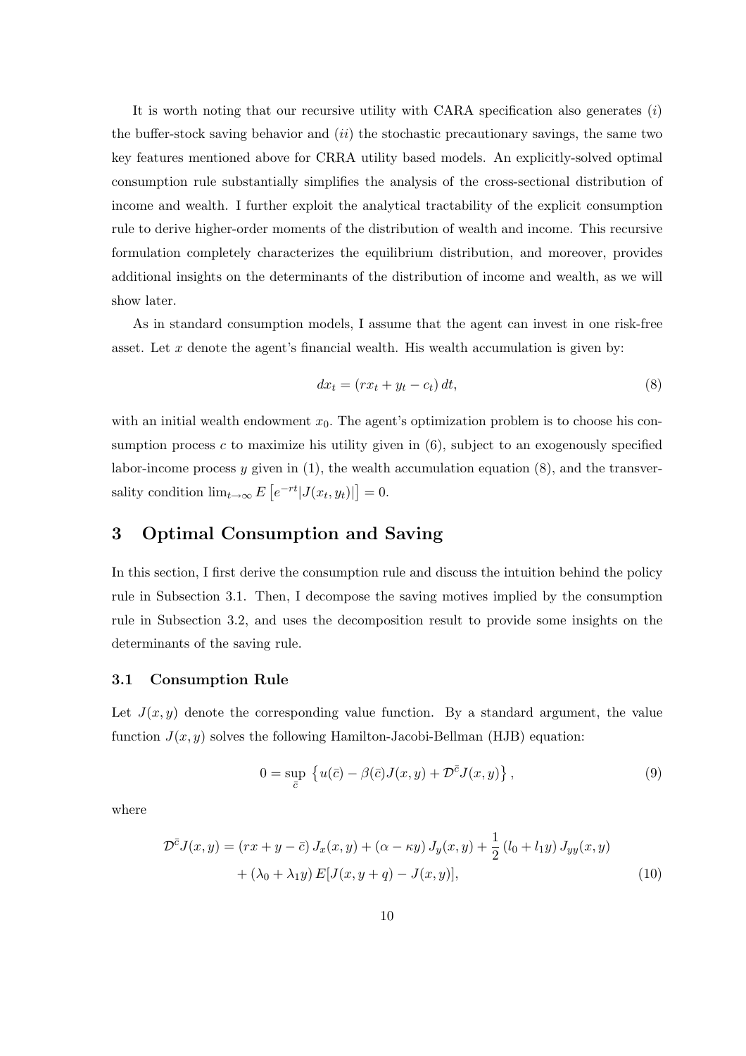It is worth noting that our recursive utility with CARA specification also generates (*i*) the buffer-stock saving behavior and (*ii*) the stochastic precautionary savings, the same two key features mentioned above for CRRA utility based models. An explicitly-solved optimal consumption rule substantially simplifies the analysis of the cross-sectional distribution of income and wealth. I further exploit the analytical tractability of the explicit consumption rule to derive higher-order moments of the distribution of wealth and income. This recursive formulation completely characterizes the equilibrium distribution, and moreover, provides additional insights on the determinants of the distribution of income and wealth, as we will show later.

As in standard consumption models, I assume that the agent can invest in one risk-free asset. Let $x$ denote the agent's financial wealth. His wealth accumulation is given by:

$$dx_t = (rx_t + y_t - c_t)\,dt, \tag{8}$$

with an initial wealth endowment $x_0$. The agent's optimization problem is to choose his consumption process $c$ to maximize his utility given in (6), subject to an exogenously specified labor-income process $y$ given in (1), the wealth accumulation equation (8), and the transversality condition $\lim_{t\to\infty} E\left[e^{-rt}|J(x_t, y_t)|\right] = 0$.

# 3 Optimal Consumption and Saving

In this section, I first derive the consumption rule and discuss the intuition behind the policy rule in Subsection 3.1. Then, I decompose the saving motives implied by the consumption rule in Subsection 3.2, and uses the decomposition result to provide some insights on the determinants of the saving rule.

## 3.1 Consumption Rule

Let $J(x, y)$ denote the corresponding value function. By a standard argument, the value function $J(x, y)$ solves the following Hamilton-Jacobi-Bellman (HJB) equation:

$$0 = \sup_{\bar{c}} \left\{ u(\bar{c}) - \beta(\bar{c})J(x, y) + \mathcal{D}^{\bar{c}}J(x, y) \right\}, \tag{9}$$

where

$$\begin{aligned}\mathcal{D}^{\bar{c}}J(x, y) = {} & (rx + y - \bar{c})\,J_x(x, y) + (\alpha - \kappa y)\,J_y(x, y) + \frac{1}{2}\,(l_0 + l_1 y)\,J_{yy}(x, y) \\ & + (\lambda_0 + \lambda_1 y)\,E[J(x, y + q) - J(x, y)],\end{aligned} \tag{10}$$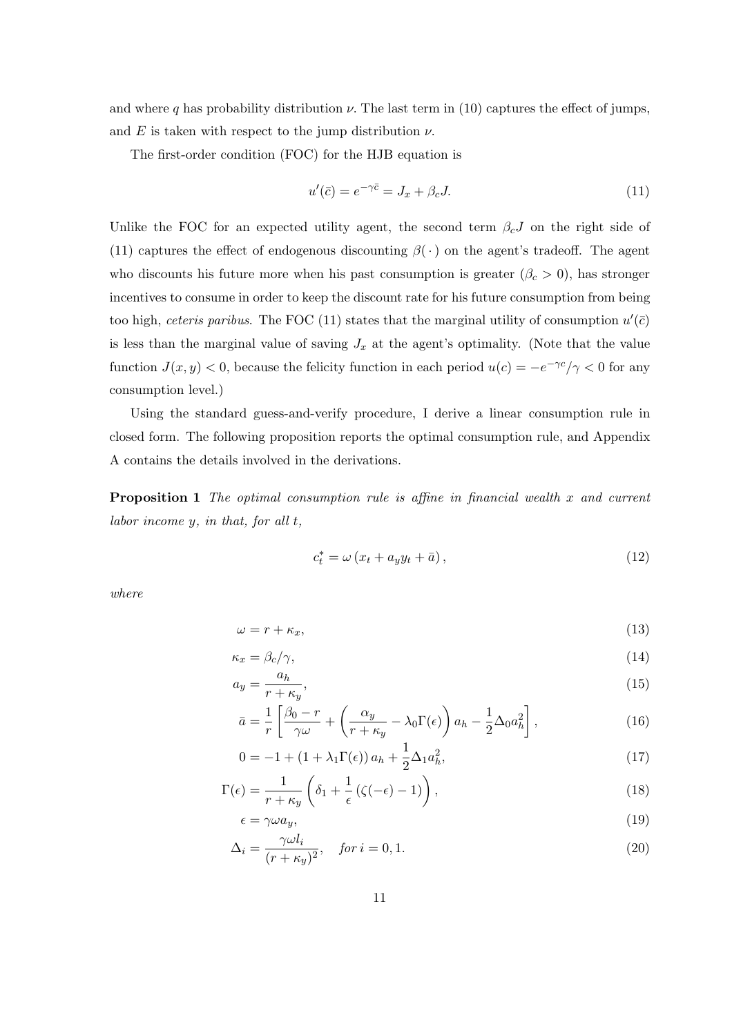and where $q$ has probability distribution $\nu$. The last term in (10) captures the effect of jumps, and $E$ is taken with respect to the jump distribution $\nu$.

The first-order condition (FOC) for the HJB equation is

$$u'(\bar{c}) = e^{-\gamma \bar{c}} = J_x + \beta_c J. \tag{11}$$

Unlike the FOC for an expected utility agent, the second term $\beta_c J$ on the right side of (11) captures the effect of endogenous discounting $\beta(\,\cdot\,)$ on the agent's tradeoff. The agent who discounts his future more when his past consumption is greater ($\beta_c > 0$), has stronger incentives to consume in order to keep the discount rate for his future consumption from being too high, *ceteris paribus*. The FOC (11) states that the marginal utility of consumption $u'(\bar{c})$ is less than the marginal value of saving $J_x$ at the agent's optimality. (Note that the value function $J(x, y) < 0$, because the felicity function in each period $u(c) = -e^{-\gamma c}/\gamma < 0$ for any consumption level.)

Using the standard guess-and-verify procedure, I derive a linear consumption rule in closed form. The following proposition reports the optimal consumption rule, and Appendix A contains the details involved in the derivations.

**Proposition 1** *The optimal consumption rule is affine in financial wealth $x$ and current labor income $y$, in that, for all $t$,*

$$c_t^* = \omega \left( x_t + a_y y_t + \bar{a} \right), \tag{12}$$

*where*

$$\omega = r + \kappa_x, \tag{13}$$

$$\kappa_x = \beta_c / \gamma, \tag{14}$$

$$a_y = \frac{a_h}{r + \kappa_y}, \tag{15}$$

$$\bar{a} = \frac{1}{r} \left[ \frac{\beta_0 - r}{\gamma \omega} + \left( \frac{\alpha_y}{r + \kappa_y} - \lambda_0 \Gamma(\epsilon) \right) a_h - \frac{1}{2} \Delta_0 a_h^2 \right], \tag{16}$$

$$0 = -1 + \left(1 + \lambda_1 \Gamma(\epsilon)\right) a_h + \frac{1}{2} \Delta_1 a_h^2, \tag{17}$$

$$\Gamma(\epsilon) = \frac{1}{r + \kappa_y} \left( \delta_1 + \frac{1}{\epsilon} \left( \zeta(-\epsilon) - 1 \right) \right), \tag{18}$$

$$\epsilon = \gamma \omega a_y, \tag{19}$$

$$\Delta_i = \frac{\gamma \omega l_i}{(r + \kappa_y)^2}, \quad \textit{for } i = 0, 1. \tag{20}$$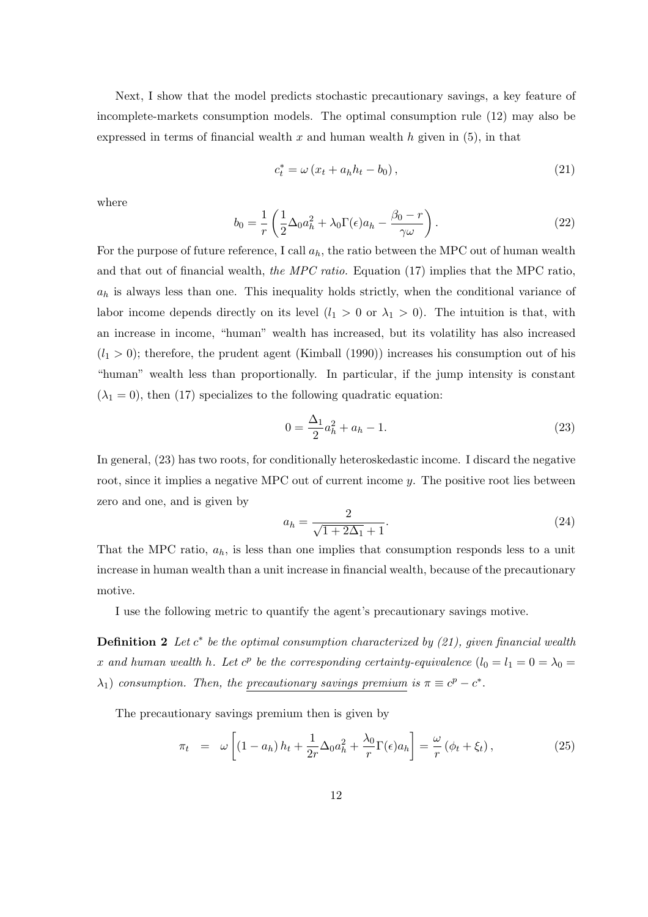Next, I show that the model predicts stochastic precautionary savings, a key feature of incomplete-markets consumption models. The optimal consumption rule (12) may also be expressed in terms of financial wealth $x$ and human wealth $h$ given in (5), in that

$$c_t^* = \omega \left( x_t + a_h h_t - b_0 \right), \tag{21}$$

where

$$b_0 = \frac{1}{r} \left( \frac{1}{2} \Delta_0 a_h^2 + \lambda_0 \Gamma(\epsilon) a_h - \frac{\beta_0 - r}{\gamma \omega} \right). \tag{22}$$

For the purpose of future reference, I call $a_h$, the ratio between the MPC out of human wealth and that out of financial wealth, *the MPC ratio.* Equation (17) implies that the MPC ratio, $a_h$ is always less than one. This inequality holds strictly, when the conditional variance of labor income depends directly on its level ($l_1 > 0$ or $\lambda_1 > 0$). The intuition is that, with an increase in income, "human" wealth has increased, but its volatility has also increased ($l_1 > 0$); therefore, the prudent agent (Kimball (1990)) increases his consumption out of his "human" wealth less than proportionally. In particular, if the jump intensity is constant ($\lambda_1 = 0$), then (17) specializes to the following quadratic equation:

$$0 = \frac{\Delta_1}{2} a_h^2 + a_h - 1. \tag{23}$$

In general, (23) has two roots, for conditionally heteroskedastic income. I discard the negative root, since it implies a negative MPC out of current income $y$. The positive root lies between zero and one, and is given by

$$a_h = \frac{2}{\sqrt{1 + 2\Delta_1} + 1}. \tag{24}$$

That the MPC ratio, $a_h$, is less than one implies that consumption responds less to a unit increase in human wealth than a unit increase in financial wealth, because of the precautionary motive.

I use the following metric to quantify the agent's precautionary savings motive.

**Definition 2** *Let $c^*$ be the optimal consumption characterized by (21), given financial wealth $x$ and human wealth $h$. Let $c^p$ be the corresponding certainty-equivalence ($l_0 = l_1 = 0 = \lambda_0 = \lambda_1$) consumption. Then, the precautionary savings premium is $\pi \equiv c^p - c^*$.*

The precautionary savings premium then is given by

$$\pi_t = \omega \left[ (1 - a_h) h_t + \frac{1}{2r} \Delta_0 a_h^2 + \frac{\lambda_0}{r} \Gamma(\epsilon) a_h \right] = \frac{\omega}{r} \left( \phi_t + \xi_t \right), \tag{25}$$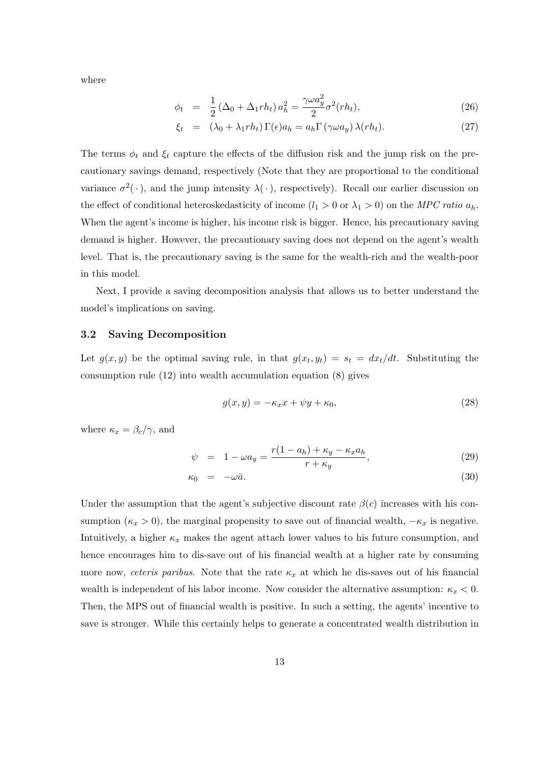where

$$\phi_t = \frac{1}{2}\left(\Delta_0 + \Delta_1 r h_t\right) a_h^2 = \frac{\gamma \omega a_y^2}{2} \sigma^2(r h_t), \tag{26}$$

$$\xi_t = \left(\lambda_0 + \lambda_1 r h_t\right) \Gamma(\epsilon) a_h = a_h \Gamma\left(\gamma \omega a_y\right) \lambda(r h_t). \tag{27}$$

The terms $\phi_t$ and $\xi_t$ capture the effects of the diffusion risk and the jump risk on the precautionary savings demand, respectively (Note that they are proportional to the conditional variance $\sigma^2(\cdot)$, and the jump intensity $\lambda(\cdot)$, respectively). Recall our earlier discussion on the effect of conditional heteroskedasticity of income ($l_1 > 0$ or $\lambda_1 > 0$) on the *MPC ratio* $a_h$. When the agent's income is higher, his income risk is bigger. Hence, his precautionary saving demand is higher. However, the precautionary saving does not depend on the agent's wealth level. That is, the precautionary saving is the same for the wealth-rich and the wealth-poor in this model.

Next, I provide a saving decomposition analysis that allows us to better understand the model's implications on saving.

### 3.2 Saving Decomposition

Let $g(x, y)$ be the optimal saving rule, in that $g(x_t, y_t) = s_t = dx_t/dt$. Substituting the consumption rule (12) into wealth accumulation equation (8) gives

$$g(x, y) = -\kappa_x x + \psi y + \kappa_0, \tag{28}$$

where $\kappa_x = \beta_c/\gamma$, and

$$\psi = 1 - \omega a_y = \frac{r(1 - a_h) + \kappa_y - \kappa_x a_h}{r + \kappa_y}, \tag{29}$$

$$\kappa_0 = -\omega \bar{a}. \tag{30}$$

Under the assumption that the agent's subjective discount rate $\beta(c)$ increases with his consumption ($\kappa_x > 0$), the marginal propensity to save out of financial wealth, $-\kappa_x$ is negative. Intuitively, a higher $\kappa_x$ makes the agent attach lower values to his future consumption, and hence encourages him to dis-save out of his financial wealth at a higher rate by consuming more now, *ceteris paribus*. Note that the rate $\kappa_x$ at which he dis-saves out of his financial wealth is independent of his labor income. Now consider the alternative assumption: $\kappa_x < 0$. Then, the MPS out of financial wealth is positive. In such a setting, the agents' incentive to save is stronger. While this certainly helps to generate a concentrated wealth distribution in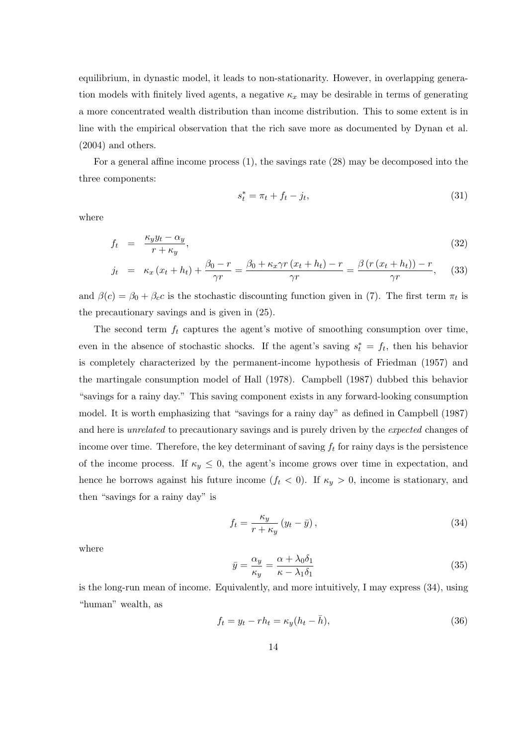equilibrium, in dynastic model, it leads to non-stationarity. However, in overlapping generation models with finitely lived agents, a negative $\kappa_x$ may be desirable in terms of generating a more concentrated wealth distribution than income distribution. This to some extent is in line with the empirical observation that the rich save more as documented by Dynan et al. (2004) and others.

For a general affine income process (1), the savings rate (28) may be decomposed into the three components:

$$s_t^* = \pi_t + f_t - j_t, \tag{31}$$

where

$$f_t = \frac{\kappa_y y_t - \alpha_y}{r + \kappa_y}, \tag{32}$$

$$j_t = \kappa_x (x_t + h_t) + \frac{\beta_0 - r}{\gamma r} = \frac{\beta_0 + \kappa_x \gamma r (x_t + h_t) - r}{\gamma r} = \frac{\beta (r (x_t + h_t)) - r}{\gamma r}, \tag{33}$$

and $\beta(c) = \beta_0 + \beta_c c$ is the stochastic discounting function given in (7). The first term $\pi_t$ is the precautionary savings and is given in (25).

The second term $f_t$ captures the agent's motive of smoothing consumption over time, even in the absence of stochastic shocks. If the agent's saving $s_t^* = f_t$, then his behavior is completely characterized by the permanent-income hypothesis of Friedman (1957) and the martingale consumption model of Hall (1978). Campbell (1987) dubbed this behavior "savings for a rainy day." This saving component exists in any forward-looking consumption model. It is worth emphasizing that "savings for a rainy day" as defined in Campbell (1987) and here is *unrelated* to precautionary savings and is purely driven by the *expected* changes of income over time. Therefore, the key determinant of saving $f_t$ for rainy days is the persistence of the income process. If $\kappa_y \leq 0$, the agent's income grows over time in expectation, and hence he borrows against his future income ($f_t < 0$). If $\kappa_y > 0$, income is stationary, and then "savings for a rainy day" is

$$f_t = \frac{\kappa_y}{r + \kappa_y} (y_t - \bar{y}), \tag{34}$$

where

$$\bar{y} = \frac{\alpha_y}{\kappa_y} = \frac{\alpha + \lambda_0 \delta_1}{\kappa - \lambda_1 \delta_1} \tag{35}$$

is the long-run mean of income. Equivalently, and more intuitively, I may express (34), using "human" wealth, as

$$f_t = y_t - r h_t = \kappa_y (h_t - \bar{h}), \tag{36}$$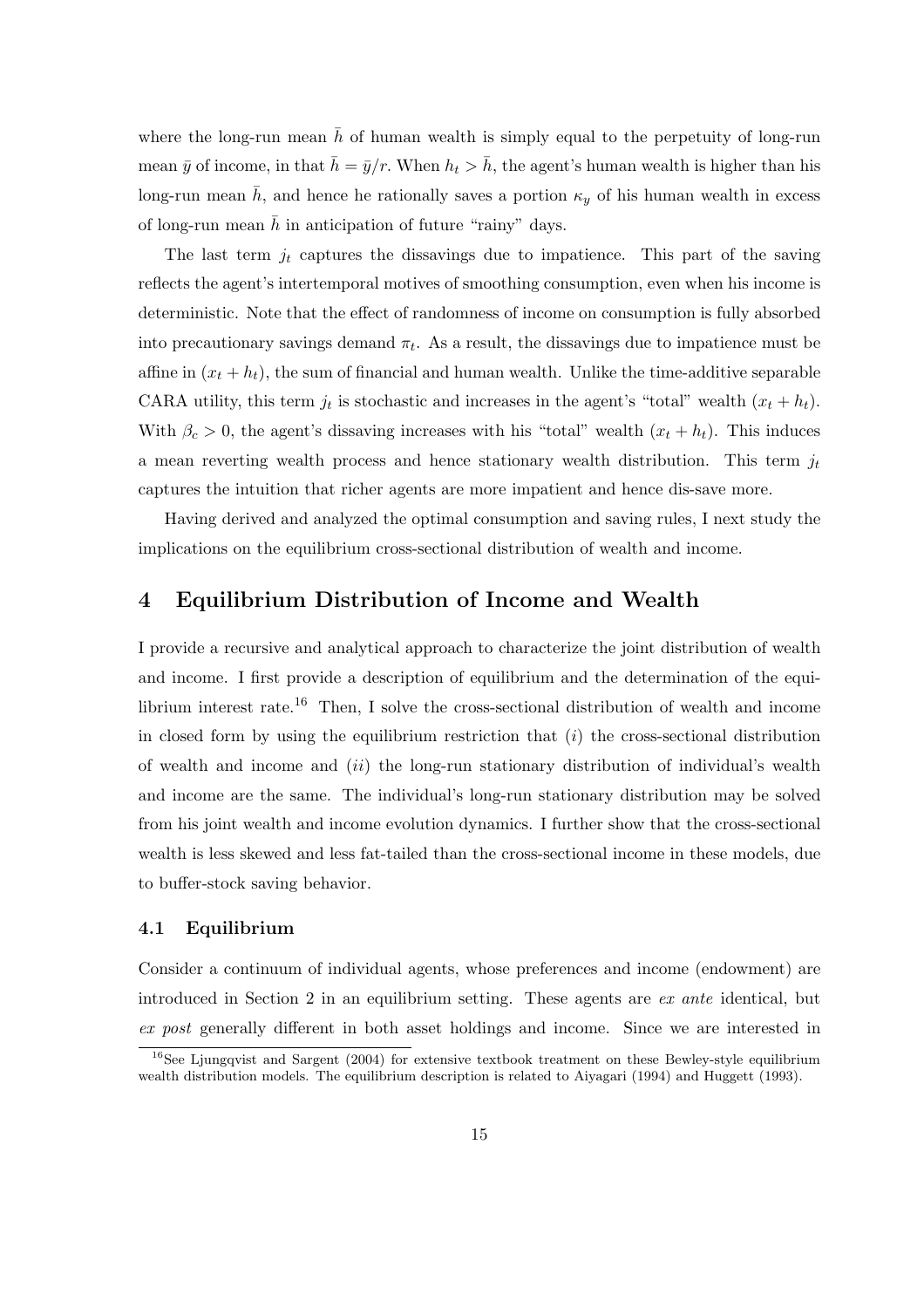where the long-run mean $\bar{h}$ of human wealth is simply equal to the perpetuity of long-run mean $\bar{y}$ of income, in that $\bar{h} = \bar{y}/r$. When $h_t > \bar{h}$, the agent's human wealth is higher than his long-run mean $\bar{h}$, and hence he rationally saves a portion $\kappa_y$ of his human wealth in excess of long-run mean $\bar{h}$ in anticipation of future "rainy" days.

The last term $j_t$ captures the dissavings due to impatience. This part of the saving reflects the agent's intertemporal motives of smoothing consumption, even when his income is deterministic. Note that the effect of randomness of income on consumption is fully absorbed into precautionary savings demand $\pi_t$. As a result, the dissavings due to impatience must be affine in $(x_t + h_t)$, the sum of financial and human wealth. Unlike the time-additive separable CARA utility, this term $j_t$ is stochastic and increases in the agent's "total" wealth $(x_t + h_t)$. With $\beta_c > 0$, the agent's dissaving increases with his "total" wealth $(x_t + h_t)$. This induces a mean reverting wealth process and hence stationary wealth distribution. This term $j_t$ captures the intuition that richer agents are more impatient and hence dis-save more.

Having derived and analyzed the optimal consumption and saving rules, I next study the implications on the equilibrium cross-sectional distribution of wealth and income.

# 4 Equilibrium Distribution of Income and Wealth

I provide a recursive and analytical approach to characterize the joint distribution of wealth and income. I first provide a description of equilibrium and the determination of the equilibrium interest rate.[16] Then, I solve the cross-sectional distribution of wealth and income in closed form by using the equilibrium restriction that (*i*) the cross-sectional distribution of wealth and income and (*ii*) the long-run stationary distribution of individual's wealth and income are the same. The individual's long-run stationary distribution may be solved from his joint wealth and income evolution dynamics. I further show that the cross-sectional wealth is less skewed and less fat-tailed than the cross-sectional income in these models, due to buffer-stock saving behavior.

## 4.1 Equilibrium

Consider a continuum of individual agents, whose preferences and income (endowment) are introduced in Section 2 in an equilibrium setting. These agents are *ex ante* identical, but *ex post* generally different in both asset holdings and income. Since we are interested in

[16] See Ljungqvist and Sargent (2004) for extensive textbook treatment on these Bewley-style equilibrium wealth distribution models. The equilibrium description is related to Aiyagari (1994) and Huggett (1993).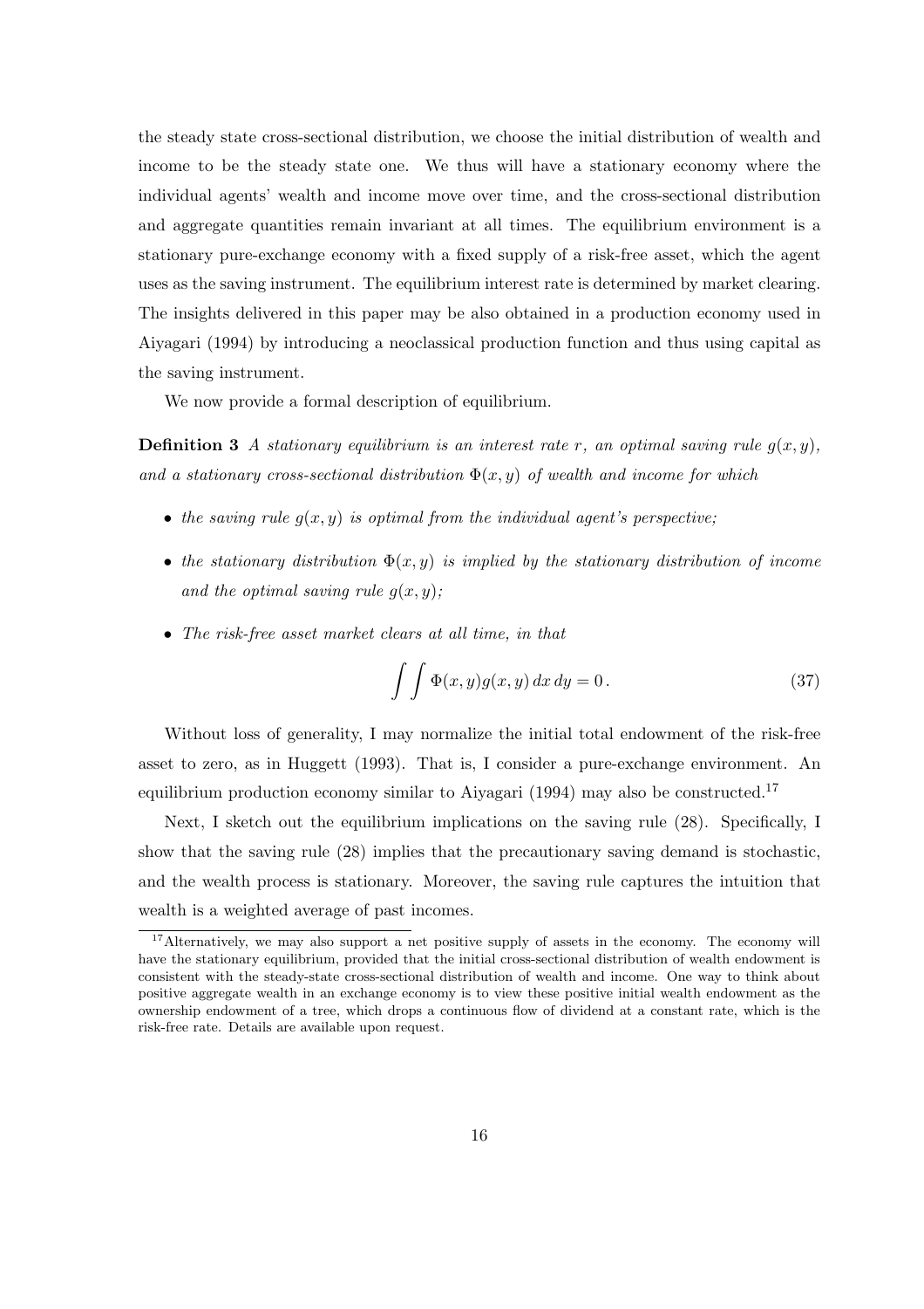the steady state cross-sectional distribution, we choose the initial distribution of wealth and income to be the steady state one. We thus will have a stationary economy where the individual agents' wealth and income move over time, and the cross-sectional distribution and aggregate quantities remain invariant at all times. The equilibrium environment is a stationary pure-exchange economy with a fixed supply of a risk-free asset, which the agent uses as the saving instrument. The equilibrium interest rate is determined by market clearing. The insights delivered in this paper may be also obtained in a production economy used in Aiyagari (1994) by introducing a neoclassical production function and thus using capital as the saving instrument.

We now provide a formal description of equilibrium.

**Definition 3** *A stationary equilibrium is an interest rate $r$, an optimal saving rule $g(x, y)$, and a stationary cross-sectional distribution $\Phi(x, y)$ of wealth and income for which*

- *the saving rule $g(x, y)$ is optimal from the individual agent's perspective;*
- *the stationary distribution $\Phi(x, y)$ is implied by the stationary distribution of income and the optimal saving rule $g(x, y)$;*
- *The risk-free asset market clears at all time, in that*

$$\int \int \Phi(x, y) g(x, y) \, dx \, dy = 0 \,. \tag{37}$$

Without loss of generality, I may normalize the initial total endowment of the risk-free asset to zero, as in Huggett (1993). That is, I consider a pure-exchange environment. An equilibrium production economy similar to Aiyagari (1994) may also be constructed.[17]

Next, I sketch out the equilibrium implications on the saving rule (28). Specifically, I show that the saving rule (28) implies that the precautionary saving demand is stochastic, and the wealth process is stationary. Moreover, the saving rule captures the intuition that wealth is a weighted average of past incomes.

[17] Alternatively, we may also support a net positive supply of assets in the economy. The economy will have the stationary equilibrium, provided that the initial cross-sectional distribution of wealth endowment is consistent with the steady-state cross-sectional distribution of wealth and income. One way to think about positive aggregate wealth in an exchange economy is to view these positive initial wealth endowment as the ownership endowment of a tree, which drops a continuous flow of dividend at a constant rate, which is the risk-free rate. Details are available upon request.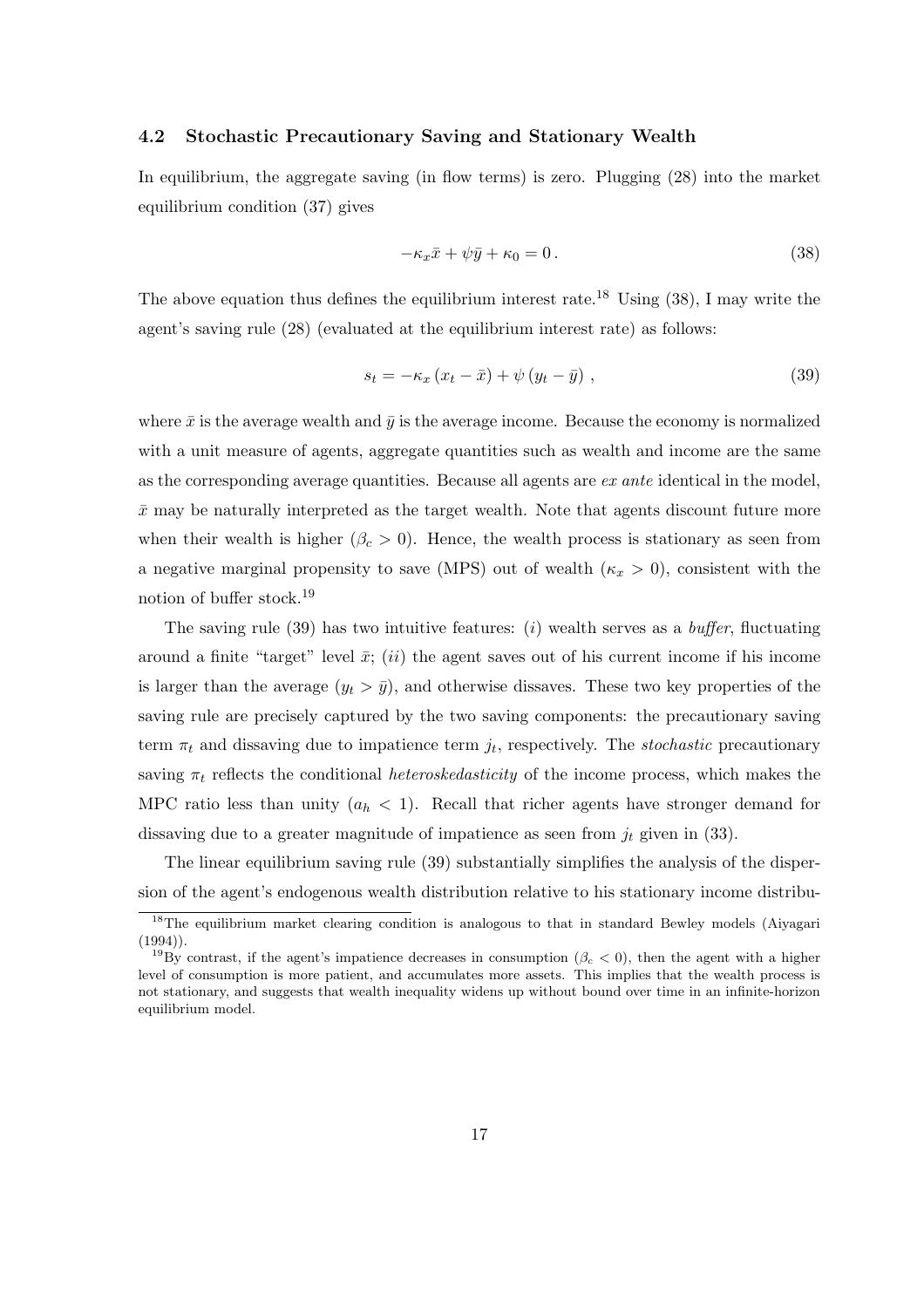### 4.2 Stochastic Precautionary Saving and Stationary Wealth

In equilibrium, the aggregate saving (in flow terms) is zero. Plugging (28) into the market equilibrium condition (37) gives

$$-\kappa_x \bar{x} + \psi \bar{y} + \kappa_0 = 0 \,. \tag{38}$$

The above equation thus defines the equilibrium interest rate.[18] Using (38), I may write the agent's saving rule (28) (evaluated at the equilibrium interest rate) as follows:

$$s_t = -\kappa_x \left( x_t - \bar{x} \right) + \psi \left( y_t - \bar{y} \right) \,, \tag{39}$$

where $\bar{x}$ is the average wealth and $\bar{y}$ is the average income. Because the economy is normalized with a unit measure of agents, aggregate quantities such as wealth and income are the same as the corresponding average quantities. Because all agents are *ex ante* identical in the model, $\bar{x}$ may be naturally interpreted as the target wealth. Note that agents discount future more when their wealth is higher ($\beta_c > 0$). Hence, the wealth process is stationary as seen from a negative marginal propensity to save (MPS) out of wealth ($\kappa_x > 0$), consistent with the notion of buffer stock.[19]

The saving rule (39) has two intuitive features: ($i$) wealth serves as a *buffer*, fluctuating around a finite "target" level $\bar{x}$; ($ii$) the agent saves out of his current income if his income is larger than the average ($y_t > \bar{y}$), and otherwise dissaves. These two key properties of the saving rule are precisely captured by the two saving components: the precautionary saving term $\pi_t$ and dissaving due to impatience term $j_t$, respectively. The *stochastic* precautionary saving $\pi_t$ reflects the conditional *heteroskedasticity* of the income process, which makes the MPC ratio less than unity ($a_h < 1$). Recall that richer agents have stronger demand for dissaving due to a greater magnitude of impatience as seen from $j_t$ given in (33).

The linear equilibrium saving rule (39) substantially simplifies the analysis of the dispersion of the agent's endogenous wealth distribution relative to his stationary income distribu-

[18] The equilibrium market clearing condition is analogous to that in standard Bewley models (Aiyagari (1994)).

[19] By contrast, if the agent's impatience decreases in consumption ($\beta_c < 0$), then the agent with a higher level of consumption is more patient, and accumulates more assets. This implies that the wealth process is not stationary, and suggests that wealth inequality widens up without bound over time in an infinite-horizon equilibrium model.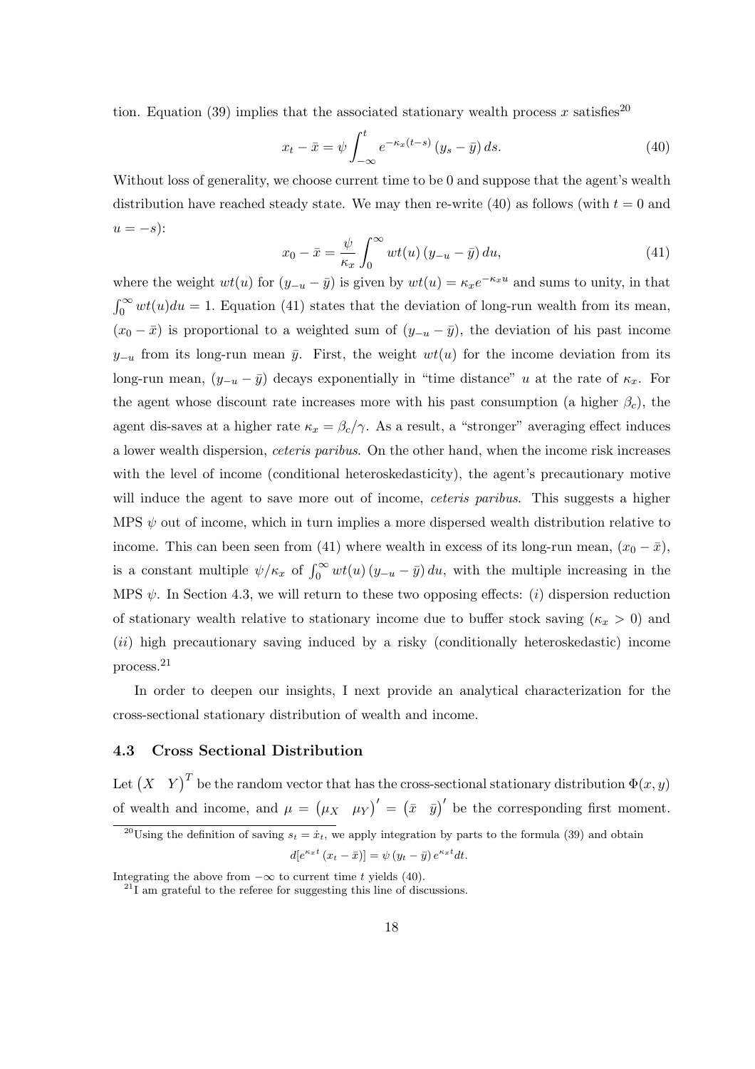tion. Equation (39) implies that the associated stationary wealth process $x$ satisfies[20]

$$x_t - \bar{x} = \psi \int_{-\infty}^{t} e^{-\kappa_x (t-s)} (y_s - \bar{y}) \, ds. \tag{40}$$

Without loss of generality, we choose current time to be 0 and suppose that the agent's wealth distribution have reached steady state. We may then re-write (40) as follows (with $t = 0$ and $u = -s$):

$$x_0 - \bar{x} = \frac{\psi}{\kappa_x} \int_{0}^{\infty} wt(u) (y_{-u} - \bar{y}) \, du, \tag{41}$$

where the weight $wt(u)$ for $(y_{-u} - \bar{y})$ is given by $wt(u) = \kappa_x e^{-\kappa_x u}$ and sums to unity, in that $\int_0^\infty wt(u) du = 1$. Equation (41) states that the deviation of long-run wealth from its mean, $(x_0 - \bar{x})$ is proportional to a weighted sum of $(y_{-u} - \bar{y})$, the deviation of his past income $y_{-u}$ from its long-run mean $\bar{y}$. First, the weight $wt(u)$ for the income deviation from its long-run mean, $(y_{-u} - \bar{y})$ decays exponentially in "time distance" $u$ at the rate of $\kappa_x$. For the agent whose discount rate increases more with his past consumption (a higher $\beta_c$), the agent dis-saves at a higher rate $\kappa_x = \beta_c/\gamma$. As a result, a "stronger" averaging effect induces a lower wealth dispersion, *ceteris paribus*. On the other hand, when the income risk increases with the level of income (conditional heteroskedasticity), the agent's precautionary motive will induce the agent to save more out of income, *ceteris paribus*. This suggests a higher MPS $\psi$ out of income, which in turn implies a more dispersed wealth distribution relative to income. This can been seen from (41) where wealth in excess of its long-run mean, $(x_0 - \bar{x})$, is a constant multiple $\psi/\kappa_x$ of $\int_0^\infty wt(u) (y_{-u} - \bar{y}) \, du$, with the multiple increasing in the MPS $\psi$. In Section 4.3, we will return to these two opposing effects: $(i)$ dispersion reduction of stationary wealth relative to stationary income due to buffer stock saving ($\kappa_x > 0$) and $(ii)$ high precautionary saving induced by a risky (conditionally heteroskedastic) income process.[21]

In order to deepen our insights, I next provide an analytical characterization for the cross-sectional stationary distribution of wealth and income.

### 4.3 Cross Sectional Distribution

Let $\begin{pmatrix} X & Y \end{pmatrix}^T$ be the random vector that has the cross-sectional stationary distribution $\Phi(x, y)$ of wealth and income, and $\mu = \begin{pmatrix} \mu_X & \mu_Y \end{pmatrix}' = \begin{pmatrix} \bar{x} & \bar{y} \end{pmatrix}'$ be the corresponding first moment.

[20] Using the definition of saving $s_t = \dot{x}_t$, we apply integration by parts to the formula (39) and obtain

$$d[e^{\kappa_x t} (x_t - \bar{x})] = \psi (y_t - \bar{y}) e^{\kappa_x t} dt.$$

Integrating the above from $-\infty$ to current time $t$ yields (40).

[21] I am grateful to the referee for suggesting this line of discussions.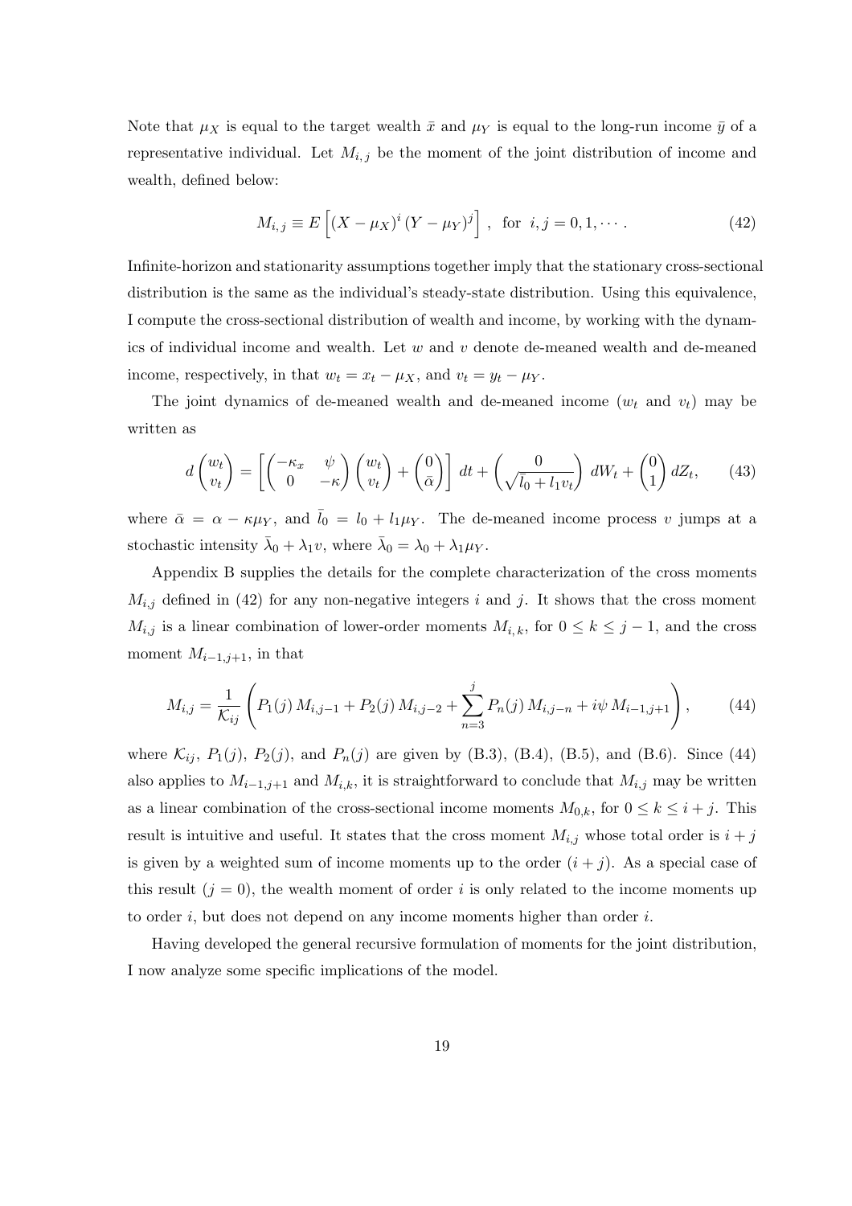Note that $\mu_X$ is equal to the target wealth $\bar{x}$ and $\mu_Y$ is equal to the long-run income $\bar{y}$ of a representative individual. Let $M_{i,j}$ be the moment of the joint distribution of income and wealth, defined below:

$$M_{i,j} \equiv E\left[(X - \mu_X)^i (Y - \mu_Y)^j\right], \text{ for } i, j = 0, 1, \cdots . \tag{42}$$

Infinite-horizon and stationarity assumptions together imply that the stationary cross-sectional distribution is the same as the individual's steady-state distribution. Using this equivalence, I compute the cross-sectional distribution of wealth and income, by working with the dynamics of individual income and wealth. Let $w$ and $v$ denote de-meaned wealth and de-meaned income, respectively, in that $w_t = x_t - \mu_X$, and $v_t = y_t - \mu_Y$.

The joint dynamics of de-meaned wealth and de-meaned income ($w_t$ and $v_t$) may be written as

$$d\begin{pmatrix} w_t \\ v_t \end{pmatrix} = \left[\begin{pmatrix} -\kappa_x & \psi \\ 0 & -\kappa \end{pmatrix}\begin{pmatrix} w_t \\ v_t \end{pmatrix} + \begin{pmatrix} 0 \\ \bar{\alpha} \end{pmatrix}\right] dt + \begin{pmatrix} 0 \\ \sqrt{\bar{l}_0 + l_1 v_t} \end{pmatrix} dW_t + \begin{pmatrix} 0 \\ 1 \end{pmatrix} dZ_t, \tag{43}$$

where $\bar{\alpha} = \alpha - \kappa\mu_Y$, and $\bar{l}_0 = l_0 + l_1\mu_Y$. The de-meaned income process $v$ jumps at a stochastic intensity $\bar{\lambda}_0 + \lambda_1 v$, where $\bar{\lambda}_0 = \lambda_0 + \lambda_1\mu_Y$.

Appendix B supplies the details for the complete characterization of the cross moments $M_{i,j}$ defined in (42) for any non-negative integers $i$ and $j$. It shows that the cross moment $M_{i,j}$ is a linear combination of lower-order moments $M_{i,k}$, for $0 \le k \le j-1$, and the cross moment $M_{i-1,j+1}$, in that

$$M_{i,j} = \frac{1}{\mathcal{K}_{ij}}\left(P_1(j)\, M_{i,j-1} + P_2(j)\, M_{i,j-2} + \sum_{n=3}^{j} P_n(j)\, M_{i,j-n} + i\psi\, M_{i-1,j+1}\right), \tag{44}$$

where $\mathcal{K}_{ij}$, $P_1(j)$, $P_2(j)$, and $P_n(j)$ are given by (B.3), (B.4), (B.5), and (B.6). Since (44) also applies to $M_{i-1,j+1}$ and $M_{i,k}$, it is straightforward to conclude that $M_{i,j}$ may be written as a linear combination of the cross-sectional income moments $M_{0,k}$, for $0 \le k \le i+j$. This result is intuitive and useful. It states that the cross moment $M_{i,j}$ whose total order is $i+j$ is given by a weighted sum of income moments up to the order $(i+j)$. As a special case of this result ($j = 0$), the wealth moment of order $i$ is only related to the income moments up to order $i$, but does not depend on any income moments higher than order $i$.

Having developed the general recursive formulation of moments for the joint distribution, I now analyze some specific implications of the model.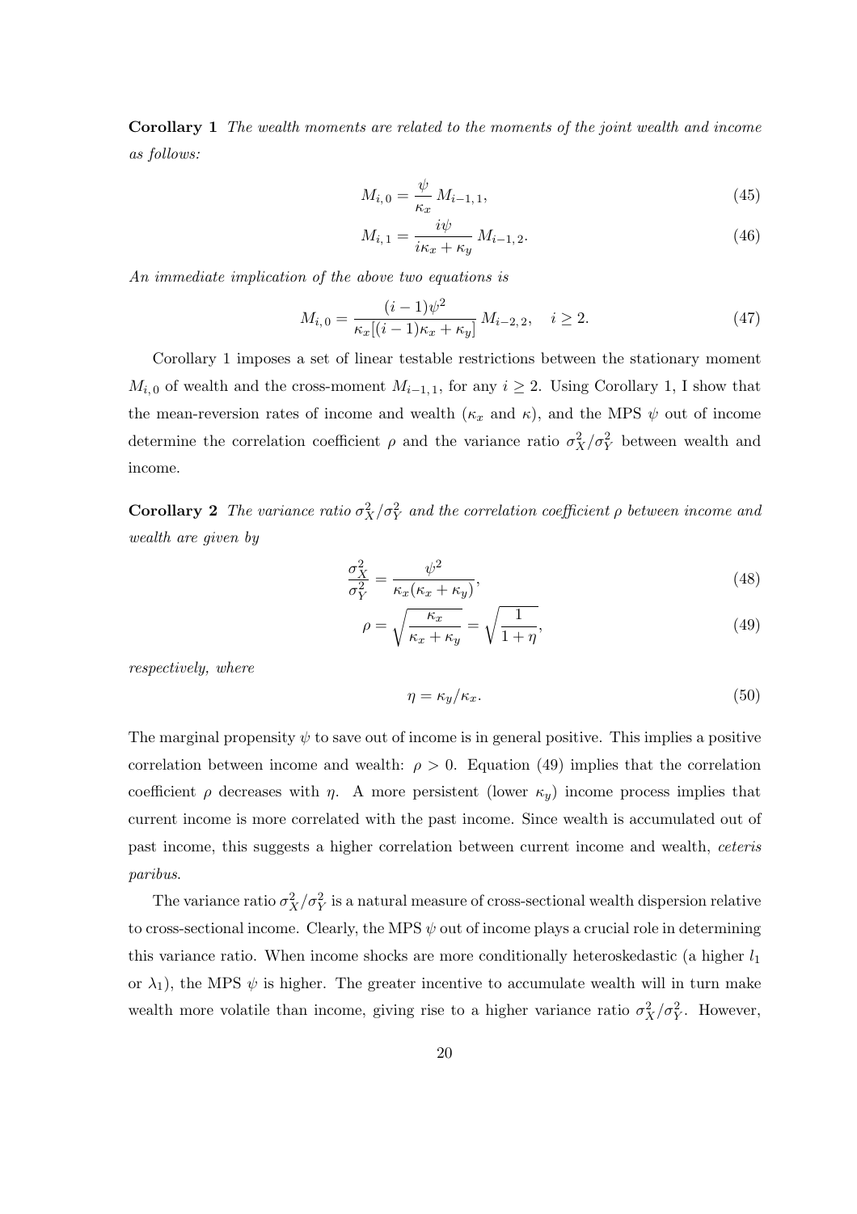**Corollary 1** *The wealth moments are related to the moments of the joint wealth and income as follows:*

$$M_{i,0} = \frac{\psi}{\kappa_x} M_{i-1,1}, \tag{45}$$

$$M_{i,1} = \frac{i\psi}{i\kappa_x + \kappa_y} M_{i-1,2}. \tag{46}$$

*An immediate implication of the above two equations is*

$$M_{i,0} = \frac{(i-1)\psi^2}{\kappa_x[(i-1)\kappa_x + \kappa_y]} M_{i-2,2}, \quad i \geq 2. \tag{47}$$

Corollary 1 imposes a set of linear testable restrictions between the stationary moment $M_{i,0}$ of wealth and the cross-moment $M_{i-1,1}$, for any $i \geq 2$. Using Corollary 1, I show that the mean-reversion rates of income and wealth ($\kappa_x$ and $\kappa$), and the MPS $\psi$ out of income determine the correlation coefficient $\rho$ and the variance ratio $\sigma_X^2/\sigma_Y^2$ between wealth and income.

**Corollary 2** *The variance ratio $\sigma_X^2/\sigma_Y^2$ and the correlation coefficient $\rho$ between income and wealth are given by*

$$\frac{\sigma_X^2}{\sigma_Y^2} = \frac{\psi^2}{\kappa_x(\kappa_x + \kappa_y)}, \tag{48}$$

$$\rho = \sqrt{\frac{\kappa_x}{\kappa_x + \kappa_y}} = \sqrt{\frac{1}{1+\eta}}, \tag{49}$$

*respectively, where*

$$\eta = \kappa_y/\kappa_x. \tag{50}$$

The marginal propensity $\psi$ to save out of income is in general positive. This implies a positive correlation between income and wealth: $\rho > 0$. Equation (49) implies that the correlation coefficient $\rho$ decreases with $\eta$. A more persistent (lower $\kappa_y$) income process implies that current income is more correlated with the past income. Since wealth is accumulated out of past income, this suggests a higher correlation between current income and wealth, *ceteris paribus*.

The variance ratio $\sigma_X^2/\sigma_Y^2$ is a natural measure of cross-sectional wealth dispersion relative to cross-sectional income. Clearly, the MPS $\psi$ out of income plays a crucial role in determining this variance ratio. When income shocks are more conditionally heteroskedastic (a higher $l_1$ or $\lambda_1$), the MPS $\psi$ is higher. The greater incentive to accumulate wealth will in turn make wealth more volatile than income, giving rise to a higher variance ratio $\sigma_X^2/\sigma_Y^2$. However,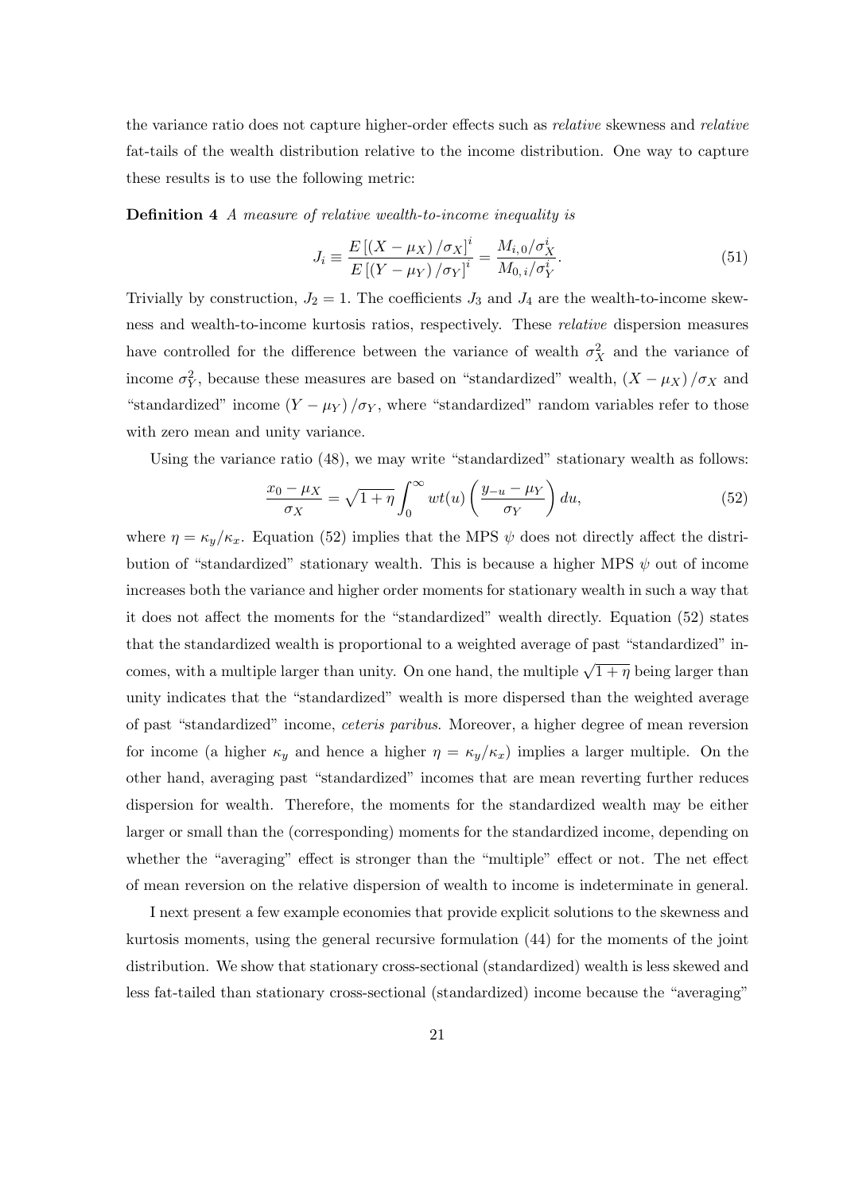the variance ratio does not capture higher-order effects such as *relative* skewness and *relative* fat-tails of the wealth distribution relative to the income distribution. One way to capture these results is to use the following metric:

**Definition 4** *A measure of relative wealth-to-income inequality is*

$$J_i \equiv \frac{E\left[\left(X-\mu_X\right)/\sigma_X\right]^i}{E\left[\left(Y-\mu_Y\right)/\sigma_Y\right]^i} = \frac{M_{i,0}/\sigma_X^i}{M_{0,i}/\sigma_Y^i}. \tag{51}$$

Trivially by construction, $J_2 = 1$. The coefficients $J_3$ and $J_4$ are the wealth-to-income skewness and wealth-to-income kurtosis ratios, respectively. These *relative* dispersion measures have controlled for the difference between the variance of wealth $\sigma_X^2$ and the variance of income $\sigma_Y^2$, because these measures are based on "standardized" wealth, $\left(X-\mu_X\right)/\sigma_X$ and "standardized" income $\left(Y-\mu_Y\right)/\sigma_Y$, where "standardized" random variables refer to those with zero mean and unity variance.

Using the variance ratio (48), we may write "standardized" stationary wealth as follows:

$$\frac{x_0-\mu_X}{\sigma_X} = \sqrt{1+\eta}\int_0^\infty wt(u)\left(\frac{y_{-u}-\mu_Y}{\sigma_Y}\right)du, \tag{52}$$

where $\eta = \kappa_y/\kappa_x$. Equation (52) implies that the MPS $\psi$ does not directly affect the distribution of "standardized" stationary wealth. This is because a higher MPS $\psi$ out of income increases both the variance and higher order moments for stationary wealth in such a way that it does not affect the moments for the "standardized" wealth directly. Equation (52) states that the standardized wealth is proportional to a weighted average of past "standardized" incomes, with a multiple larger than unity. On one hand, the multiple $\sqrt{1+\eta}$ being larger than unity indicates that the "standardized" wealth is more dispersed than the weighted average of past "standardized" income, *ceteris paribus*. Moreover, a higher degree of mean reversion for income (a higher $\kappa_y$ and hence a higher $\eta = \kappa_y/\kappa_x$) implies a larger multiple. On the other hand, averaging past "standardized" incomes that are mean reverting further reduces dispersion for wealth. Therefore, the moments for the standardized wealth may be either larger or small than the (corresponding) moments for the standardized income, depending on whether the "averaging" effect is stronger than the "multiple" effect or not. The net effect of mean reversion on the relative dispersion of wealth to income is indeterminate in general.

I next present a few example economies that provide explicit solutions to the skewness and kurtosis moments, using the general recursive formulation (44) for the moments of the joint distribution. We show that stationary cross-sectional (standardized) wealth is less skewed and less fat-tailed than stationary cross-sectional (standardized) income because the "averaging"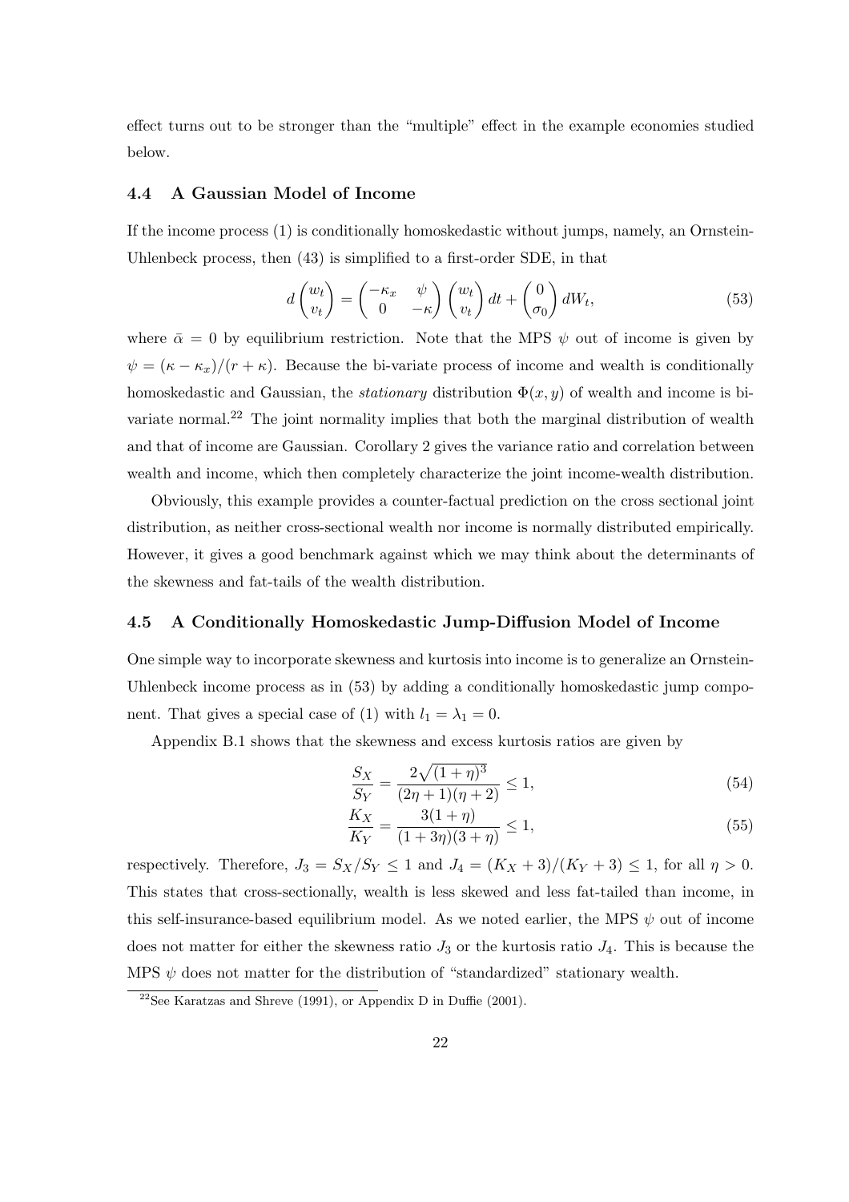effect turns out to be stronger than the "multiple" effect in the example economies studied below.

### 4.4 A Gaussian Model of Income

If the income process (1) is conditionally homoskedastic without jumps, namely, an Ornstein-Uhlenbeck process, then (43) is simplified to a first-order SDE, in that

$$d\begin{pmatrix} w_t \\ v_t \end{pmatrix} = \begin{pmatrix} -\kappa_x & \psi \\ 0 & -\kappa \end{pmatrix} \begin{pmatrix} w_t \\ v_t \end{pmatrix} dt + \begin{pmatrix} 0 \\ \sigma_0 \end{pmatrix} dW_t, \tag{53}$$

where $\bar{\alpha} = 0$ by equilibrium restriction. Note that the MPS $\psi$ out of income is given by $\psi = (\kappa - \kappa_x)/(r + \kappa)$. Because the bi-variate process of income and wealth is conditionally homoskedastic and Gaussian, the *stationary* distribution $\Phi(x, y)$ of wealth and income is bi-variate normal.[22] The joint normality implies that both the marginal distribution of wealth and that of income are Gaussian. Corollary 2 gives the variance ratio and correlation between wealth and income, which then completely characterize the joint income-wealth distribution.

Obviously, this example provides a counter-factual prediction on the cross sectional joint distribution, as neither cross-sectional wealth nor income is normally distributed empirically. However, it gives a good benchmark against which we may think about the determinants of the skewness and fat-tails of the wealth distribution.

### 4.5 A Conditionally Homoskedastic Jump-Diffusion Model of Income

One simple way to incorporate skewness and kurtosis into income is to generalize an Ornstein-Uhlenbeck income process as in (53) by adding a conditionally homoskedastic jump component. That gives a special case of (1) with $l_1 = \lambda_1 = 0$.

Appendix B.1 shows that the skewness and excess kurtosis ratios are given by

$$\frac{S_X}{S_Y} = \frac{2\sqrt{(1+\eta)^3}}{(2\eta+1)(\eta+2)} \leq 1, \tag{54}$$

$$\frac{K_X}{K_Y} = \frac{3(1+\eta)}{(1+3\eta)(3+\eta)} \leq 1, \tag{55}$$

respectively. Therefore, $J_3 = S_X/S_Y \leq 1$ and $J_4 = (K_X + 3)/(K_Y + 3) \leq 1$, for all $\eta > 0$. This states that cross-sectionally, wealth is less skewed and less fat-tailed than income, in this self-insurance-based equilibrium model. As we noted earlier, the MPS $\psi$ out of income does not matter for either the skewness ratio $J_3$ or the kurtosis ratio $J_4$. This is because the MPS $\psi$ does not matter for the distribution of "standardized" stationary wealth.

[22] See Karatzas and Shreve (1991), or Appendix D in Duffie (2001).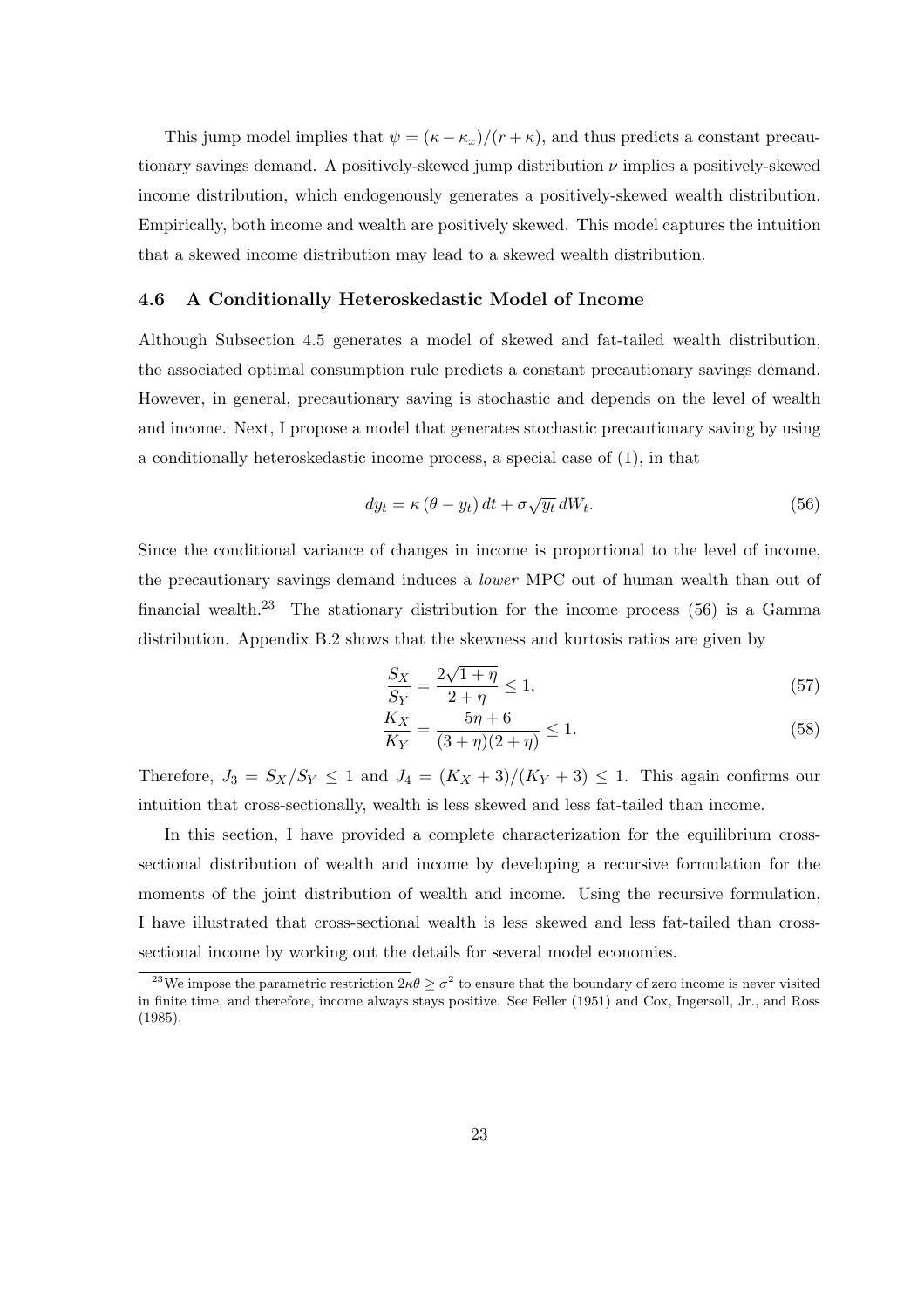This jump model implies that $\psi = (\kappa - \kappa_x)/(r + \kappa)$, and thus predicts a constant precautionary savings demand. A positively-skewed jump distribution $\nu$ implies a positively-skewed income distribution, which endogenously generates a positively-skewed wealth distribution. Empirically, both income and wealth are positively skewed. This model captures the intuition that a skewed income distribution may lead to a skewed wealth distribution.

### 4.6 A Conditionally Heteroskedastic Model of Income

Although Subsection 4.5 generates a model of skewed and fat-tailed wealth distribution, the associated optimal consumption rule predicts a constant precautionary savings demand. However, in general, precautionary saving is stochastic and depends on the level of wealth and income. Next, I propose a model that generates stochastic precautionary saving by using a conditionally heteroskedastic income process, a special case of (1), in that

$$dy_t = \kappa \left(\theta - y_t\right) dt + \sigma \sqrt{y_t}\, dW_t. \tag{56}$$

Since the conditional variance of changes in income is proportional to the level of income, the precautionary savings demand induces a *lower* MPC out of human wealth than out of financial wealth.[23] The stationary distribution for the income process (56) is a Gamma distribution. Appendix B.2 shows that the skewness and kurtosis ratios are given by

$$\frac{S_X}{S_Y} = \frac{2\sqrt{1+\eta}}{2+\eta} \leq 1, \tag{57}$$

$$\frac{K_X}{K_Y} = \frac{5\eta + 6}{(3+\eta)(2+\eta)} \leq 1. \tag{58}$$

Therefore, $J_3 = S_X/S_Y \leq 1$ and $J_4 = (K_X + 3)/(K_Y + 3) \leq 1$. This again confirms our intuition that cross-sectionally, wealth is less skewed and less fat-tailed than income.

In this section, I have provided a complete characterization for the equilibrium cross-sectional distribution of wealth and income by developing a recursive formulation for the moments of the joint distribution of wealth and income. Using the recursive formulation, I have illustrated that cross-sectional wealth is less skewed and less fat-tailed than cross-sectional income by working out the details for several model economies.

[23] We impose the parametric restriction $2\kappa\theta \geq \sigma^2$ to ensure that the boundary of zero income is never visited in finite time, and therefore, income always stays positive. See Feller (1951) and Cox, Ingersoll, Jr., and Ross (1985).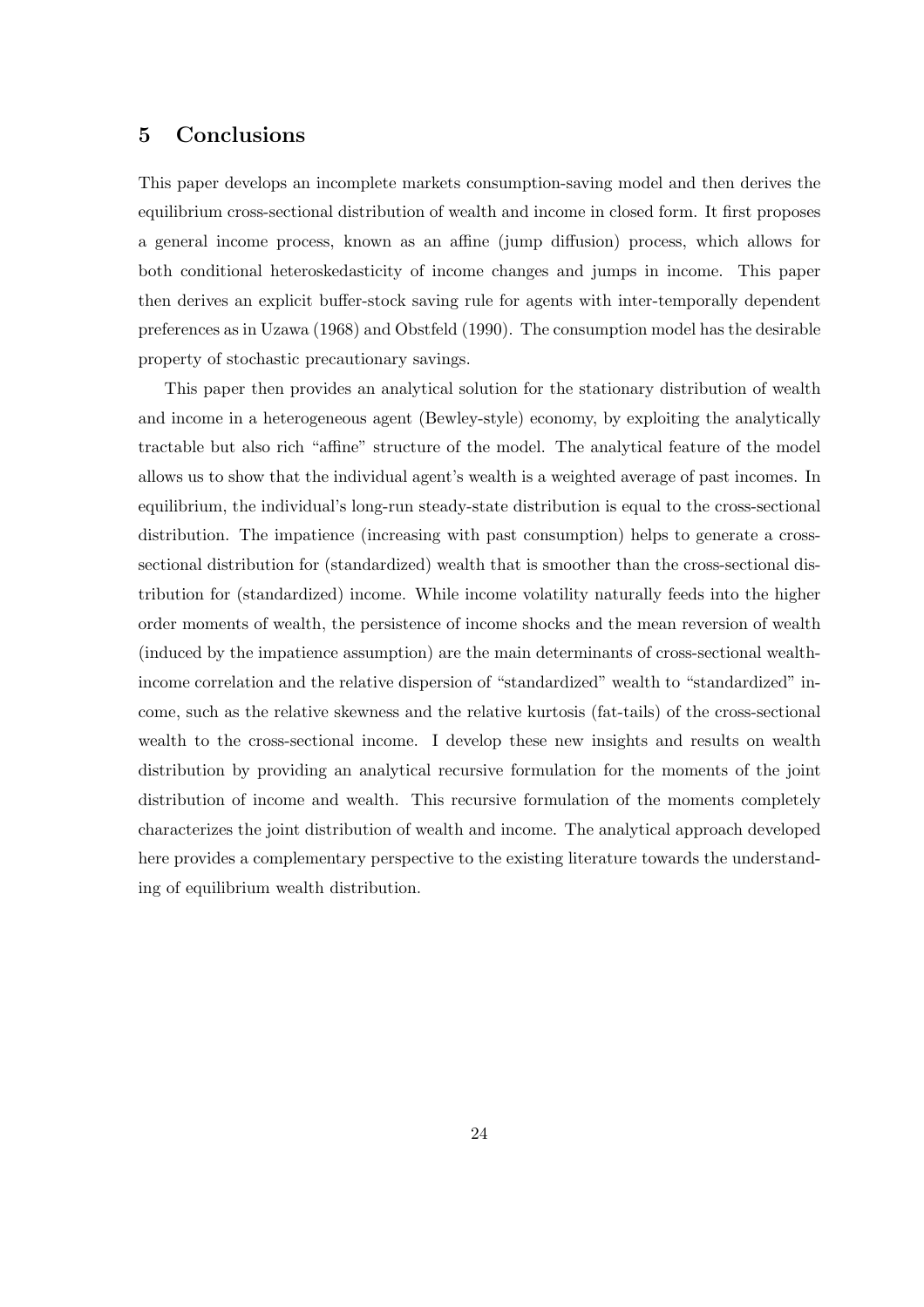## 5 Conclusions

This paper develops an incomplete markets consumption-saving model and then derives the equilibrium cross-sectional distribution of wealth and income in closed form. It first proposes a general income process, known as an affine (jump diffusion) process, which allows for both conditional heteroskedasticity of income changes and jumps in income. This paper then derives an explicit buffer-stock saving rule for agents with inter-temporally dependent preferences as in Uzawa (1968) and Obstfeld (1990). The consumption model has the desirable property of stochastic precautionary savings.

This paper then provides an analytical solution for the stationary distribution of wealth and income in a heterogeneous agent (Bewley-style) economy, by exploiting the analytically tractable but also rich "affine" structure of the model. The analytical feature of the model allows us to show that the individual agent's wealth is a weighted average of past incomes. In equilibrium, the individual's long-run steady-state distribution is equal to the cross-sectional distribution. The impatience (increasing with past consumption) helps to generate a cross-sectional distribution for (standardized) wealth that is smoother than the cross-sectional distribution for (standardized) income. While income volatility naturally feeds into the higher order moments of wealth, the persistence of income shocks and the mean reversion of wealth (induced by the impatience assumption) are the main determinants of cross-sectional wealth-income correlation and the relative dispersion of "standardized" wealth to "standardized" income, such as the relative skewness and the relative kurtosis (fat-tails) of the cross-sectional wealth to the cross-sectional income. I develop these new insights and results on wealth distribution by providing an analytical recursive formulation for the moments of the joint distribution of income and wealth. This recursive formulation of the moments completely characterizes the joint distribution of wealth and income. The analytical approach developed here provides a complementary perspective to the existing literature towards the understanding of equilibrium wealth distribution.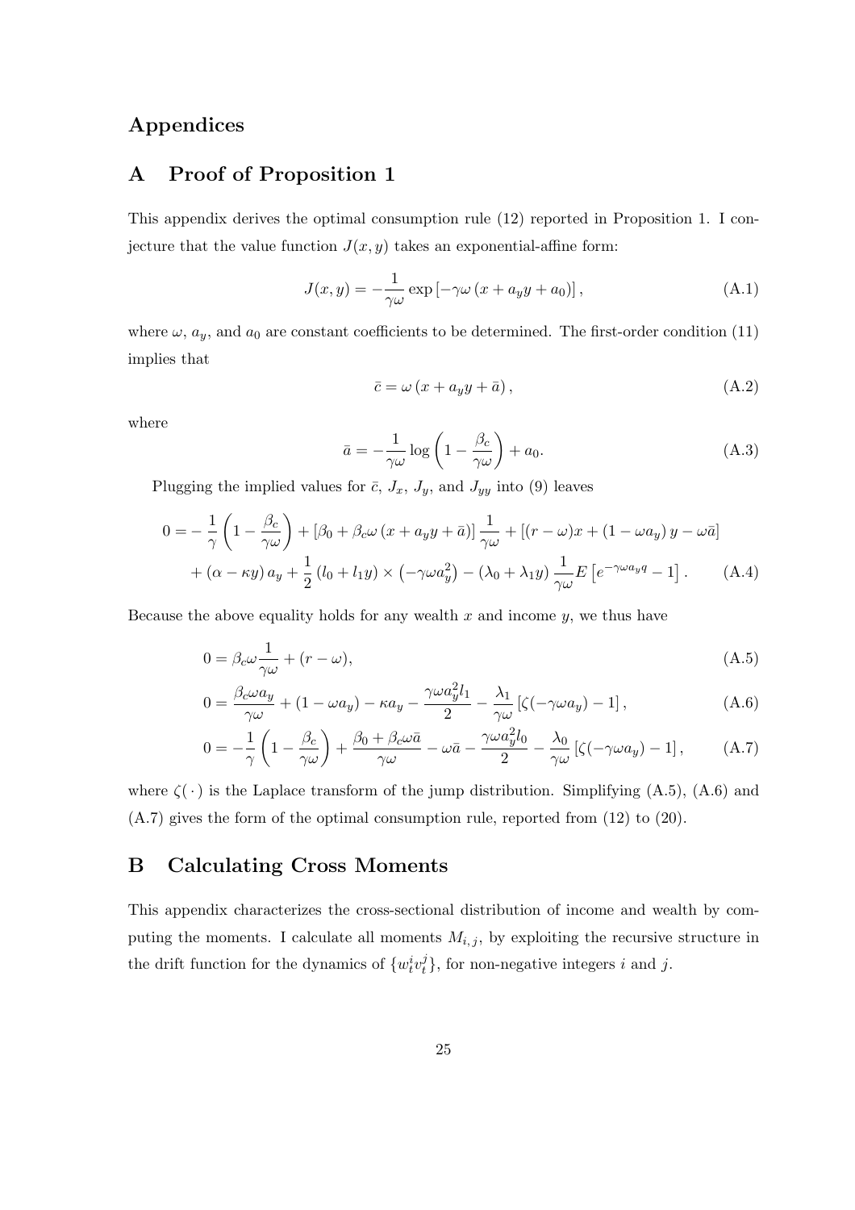# Appendices

## A Proof of Proposition 1

This appendix derives the optimal consumption rule (12) reported in Proposition 1. I conjecture that the value function $J(x, y)$ takes an exponential-affine form:

$$J(x,y) = -\frac{1}{\gamma\omega}\exp\left[-\gamma\omega\left(x + a_y y + a_0\right)\right], \tag{A.1}$$

where $\omega$, $a_y$, and $a_0$ are constant coefficients to be determined. The first-order condition (11) implies that

$$\bar{c} = \omega\left(x + a_y y + \bar{a}\right), \tag{A.2}$$

where

$$\bar{a} = -\frac{1}{\gamma\omega}\log\left(1 - \frac{\beta_c}{\gamma\omega}\right) + a_0. \tag{A.3}$$

Plugging the implied values for $\bar{c}$, $J_x$, $J_y$, and $J_{yy}$ into (9) leaves

$$\begin{aligned}0 = &-\frac{1}{\gamma}\left(1 - \frac{\beta_c}{\gamma\omega}\right) + \left[\beta_0 + \beta_c\omega\left(x + a_y y + \bar{a}\right)\right]\frac{1}{\gamma\omega} + \left[(r-\omega)x + \left(1 - \omega a_y\right)y - \omega\bar{a}\right] \\ &+ \left(\alpha - \kappa y\right)a_y + \frac{1}{2}\left(l_0 + l_1 y\right) \times \left(-\gamma\omega a_y^2\right) - \left(\lambda_0 + \lambda_1 y\right)\frac{1}{\gamma\omega}E\left[e^{-\gamma\omega a_y q} - 1\right].\end{aligned} \tag{A.4}$$

Because the above equality holds for any wealth $x$ and income $y$, we thus have

$$0 = \beta_c\omega\frac{1}{\gamma\omega} + (r - \omega), \tag{A.5}$$

$$0 = \frac{\beta_c\omega a_y}{\gamma\omega} + (1 - \omega a_y) - \kappa a_y - \frac{\gamma\omega a_y^2 l_1}{2} - \frac{\lambda_1}{\gamma\omega}\left[\zeta(-\gamma\omega a_y) - 1\right], \tag{A.6}$$

$$0 = -\frac{1}{\gamma}\left(1 - \frac{\beta_c}{\gamma\omega}\right) + \frac{\beta_0 + \beta_c\omega\bar{a}}{\gamma\omega} - \omega\bar{a} - \frac{\gamma\omega a_y^2 l_0}{2} - \frac{\lambda_0}{\gamma\omega}\left[\zeta(-\gamma\omega a_y) - 1\right], \tag{A.7}$$

where $\zeta(\,\cdot\,)$ is the Laplace transform of the jump distribution. Simplifying (A.5), (A.6) and (A.7) gives the form of the optimal consumption rule, reported from (12) to (20).

## B Calculating Cross Moments

This appendix characterizes the cross-sectional distribution of income and wealth by computing the moments. I calculate all moments $M_{i,j}$, by exploiting the recursive structure in the drift function for the dynamics of $\{w_t^i v_t^j\}$, for non-negative integers $i$ and $j$.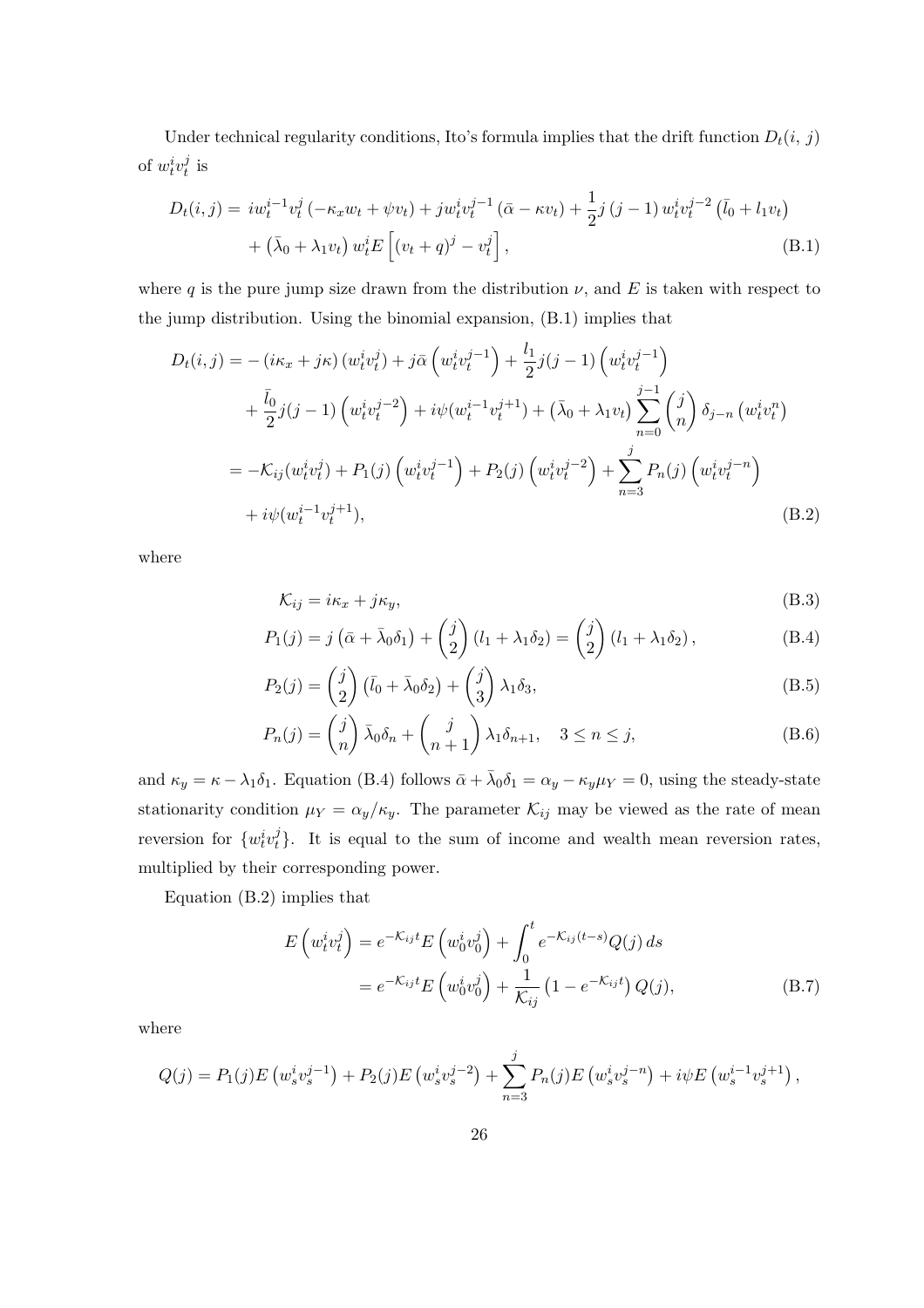Under technical regularity conditions, Ito's formula implies that the drift function $D_t(i,\, j)$ of $w_t^i v_t^j$ is

$$
\begin{aligned}
D_t(i,j) = \;& i w_t^{i-1} v_t^j \left(-\kappa_x w_t + \psi v_t\right) + j w_t^i v_t^{j-1} \left(\bar{\alpha} - \kappa v_t\right) + \frac{1}{2} j \left(j-1\right) w_t^i v_t^{j-2} \left(\bar{l}_0 + l_1 v_t\right) \\
& + \left(\bar{\lambda}_0 + \lambda_1 v_t\right) w_t^i E\left[\left(v_t + q\right)^j - v_t^j\right],
\end{aligned} \tag{B.1}
$$

where $q$ is the pure jump size drawn from the distribution $\nu$, and $E$ is taken with respect to the jump distribution. Using the binomial expansion, (B.1) implies that

$$
\begin{aligned}
D_t(i,j) =& -\left(i\kappa_x + j\kappa\right)\left(w_t^i v_t^j\right) + j\bar{\alpha}\left(w_t^i v_t^{j-1}\right) + \frac{l_1}{2} j(j-1)\left(w_t^i v_t^{j-1}\right) \\
& + \frac{\bar{l}_0}{2} j(j-1)\left(w_t^i v_t^{j-2}\right) + i\psi(w_t^{i-1} v_t^{j+1}) + \left(\bar{\lambda}_0 + \lambda_1 v_t\right)\sum_{n=0}^{j-1}\binom{j}{n}\delta_{j-n}\left(w_t^i v_t^n\right) \\
=& -\mathcal{K}_{ij}(w_t^i v_t^j) + P_1(j)\left(w_t^i v_t^{j-1}\right) + P_2(j)\left(w_t^i v_t^{j-2}\right) + \sum_{n=3}^{j} P_n(j)\left(w_t^i v_t^{j-n}\right) \\
& + i\psi(w_t^{i-1} v_t^{j+1}),
\end{aligned} \tag{B.2}
$$

where

$$
\mathcal{K}_{ij} = i\kappa_x + j\kappa_y, \tag{B.3}
$$

$$
P_1(j) = j\left(\bar{\alpha} + \bar{\lambda}_0\delta_1\right) + \binom{j}{2}\left(l_1 + \lambda_1\delta_2\right) = \binom{j}{2}\left(l_1 + \lambda_1\delta_2\right), \tag{B.4}
$$

$$
P_2(j) = \binom{j}{2}\left(\bar{l}_0 + \bar{\lambda}_0\delta_2\right) + \binom{j}{3}\lambda_1\delta_3, \tag{B.5}
$$

$$
P_n(j) = \binom{j}{n}\bar{\lambda}_0\delta_n + \binom{j}{n+1}\lambda_1\delta_{n+1}, \quad 3 \le n \le j, \tag{B.6}
$$

and $\kappa_y = \kappa - \lambda_1\delta_1$. Equation (B.4) follows $\bar{\alpha} + \bar{\lambda}_0\delta_1 = \alpha_y - \kappa_y\mu_Y = 0$, using the steady-state stationarity condition $\mu_Y = \alpha_y/\kappa_y$. The parameter $\mathcal{K}_{ij}$ may be viewed as the rate of mean reversion for $\{w_t^i v_t^j\}$. It is equal to the sum of income and wealth mean reversion rates, multiplied by their corresponding power.

Equation (B.2) implies that

$$
\begin{aligned}
E\left(w_t^i v_t^j\right) &= e^{-\mathcal{K}_{ij}t} E\left(w_0^i v_0^j\right) + \int_0^t e^{-\mathcal{K}_{ij}(t-s)} Q(j)\, ds \\
&= e^{-\mathcal{K}_{ij}t} E\left(w_0^i v_0^j\right) + \frac{1}{\mathcal{K}_{ij}}\left(1 - e^{-\mathcal{K}_{ij}t}\right) Q(j),
\end{aligned} \tag{B.7}
$$

where

$$
Q(j) = P_1(j) E\left(w_s^i v_s^{j-1}\right) + P_2(j) E\left(w_s^i v_s^{j-2}\right) + \sum_{n=3}^{j} P_n(j) E\left(w_s^i v_s^{j-n}\right) + i\psi E\left(w_s^{i-1} v_s^{j+1}\right),
$$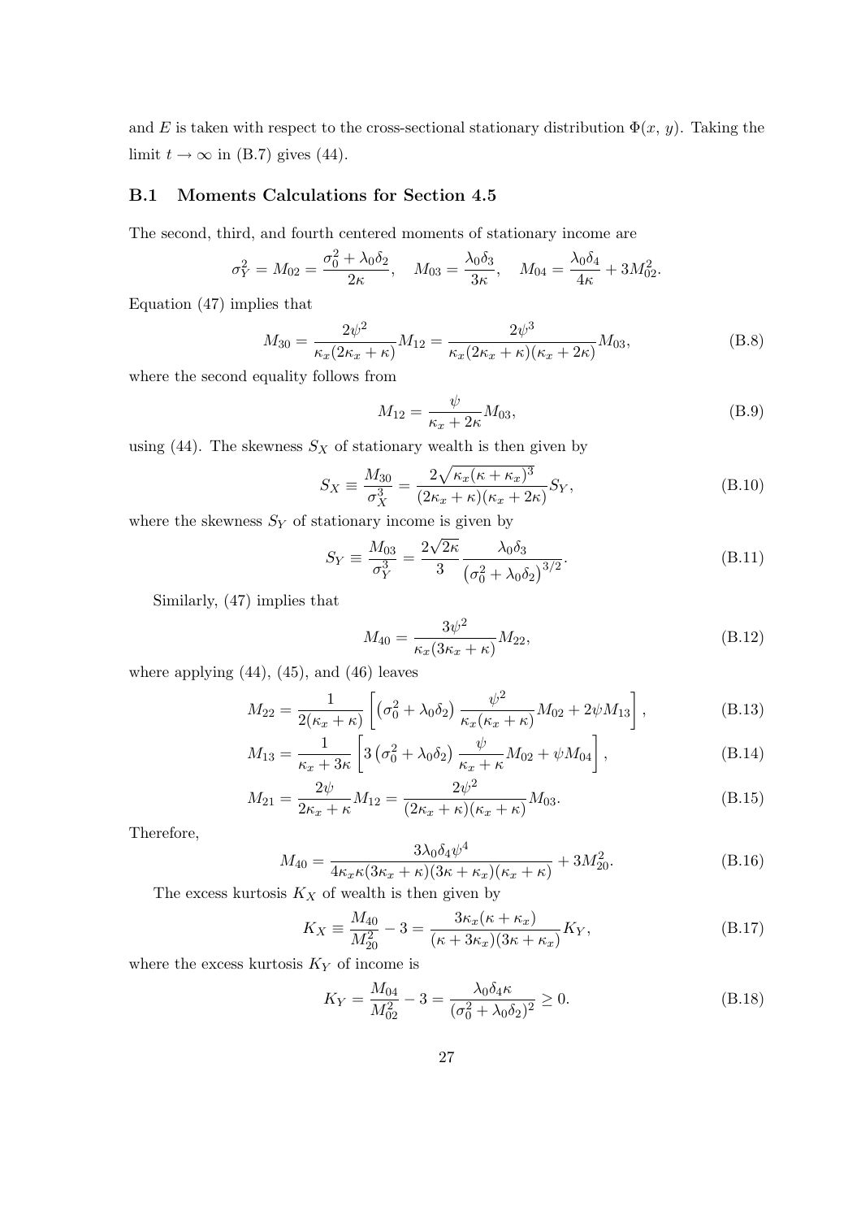and $E$ is taken with respect to the cross-sectional stationary distribution $\Phi(x, y)$. Taking the limit $t \to \infty$ in (B.7) gives (44).

## B.1 Moments Calculations for Section 4.5

The second, third, and fourth centered moments of stationary income are

$$\sigma_Y^2 = M_{02} = \frac{\sigma_0^2 + \lambda_0 \delta_2}{2\kappa}, \quad M_{03} = \frac{\lambda_0 \delta_3}{3\kappa}, \quad M_{04} = \frac{\lambda_0 \delta_4}{4\kappa} + 3M_{02}^2.$$

Equation (47) implies that

$$M_{30} = \frac{2\psi^2}{\kappa_x(2\kappa_x + \kappa)} M_{12} = \frac{2\psi^3}{\kappa_x(2\kappa_x + \kappa)(\kappa_x + 2\kappa)} M_{03}, \tag{B.8}$$

where the second equality follows from

$$M_{12} = \frac{\psi}{\kappa_x + 2\kappa} M_{03}, \tag{B.9}$$

using (44). The skewness $S_X$ of stationary wealth is then given by

$$S_X \equiv \frac{M_{30}}{\sigma_X^3} = \frac{2\sqrt{\kappa_x(\kappa + \kappa_x)^3}}{(2\kappa_x + \kappa)(\kappa_x + 2\kappa)} S_Y, \tag{B.10}$$

where the skewness $S_Y$ of stationary income is given by

$$S_Y \equiv \frac{M_{03}}{\sigma_Y^3} = \frac{2\sqrt{2\kappa}}{3} \frac{\lambda_0 \delta_3}{\left(\sigma_0^2 + \lambda_0 \delta_2\right)^{3/2}}. \tag{B.11}$$

Similarly, (47) implies that

$$M_{40} = \frac{3\psi^2}{\kappa_x(3\kappa_x + \kappa)} M_{22}, \tag{B.12}$$

where applying (44), (45), and (46) leaves

$$M_{22} = \frac{1}{2(\kappa_x + \kappa)} \left[ \left(\sigma_0^2 + \lambda_0 \delta_2\right) \frac{\psi^2}{\kappa_x(\kappa_x + \kappa)} M_{02} + 2\psi M_{13} \right], \tag{B.13}$$

$$M_{13} = \frac{1}{\kappa_x + 3\kappa} \left[ 3\left(\sigma_0^2 + \lambda_0 \delta_2\right) \frac{\psi}{\kappa_x + \kappa} M_{02} + \psi M_{04} \right], \tag{B.14}$$

$$M_{21} = \frac{2\psi}{2\kappa_x + \kappa} M_{12} = \frac{2\psi^2}{(2\kappa_x + \kappa)(\kappa_x + \kappa)} M_{03}. \tag{B.15}$$

Therefore,

$$M_{40} = \frac{3\lambda_0 \delta_4 \psi^4}{4\kappa_x \kappa(3\kappa_x + \kappa)(3\kappa + \kappa_x)(\kappa_x + \kappa)} + 3M_{20}^2. \tag{B.16}$$

The excess kurtosis $K_X$ of wealth is then given by

$$K_X \equiv \frac{M_{40}}{M_{20}^2} - 3 = \frac{3\kappa_x(\kappa + \kappa_x)}{(\kappa + 3\kappa_x)(3\kappa + \kappa_x)} K_Y, \tag{B.17}$$

where the excess kurtosis $K_Y$ of income is

$$K_Y = \frac{M_{04}}{M_{02}^2} - 3 = \frac{\lambda_0 \delta_4 \kappa}{(\sigma_0^2 + \lambda_0 \delta_2)^2} \geq 0. \tag{B.18}$$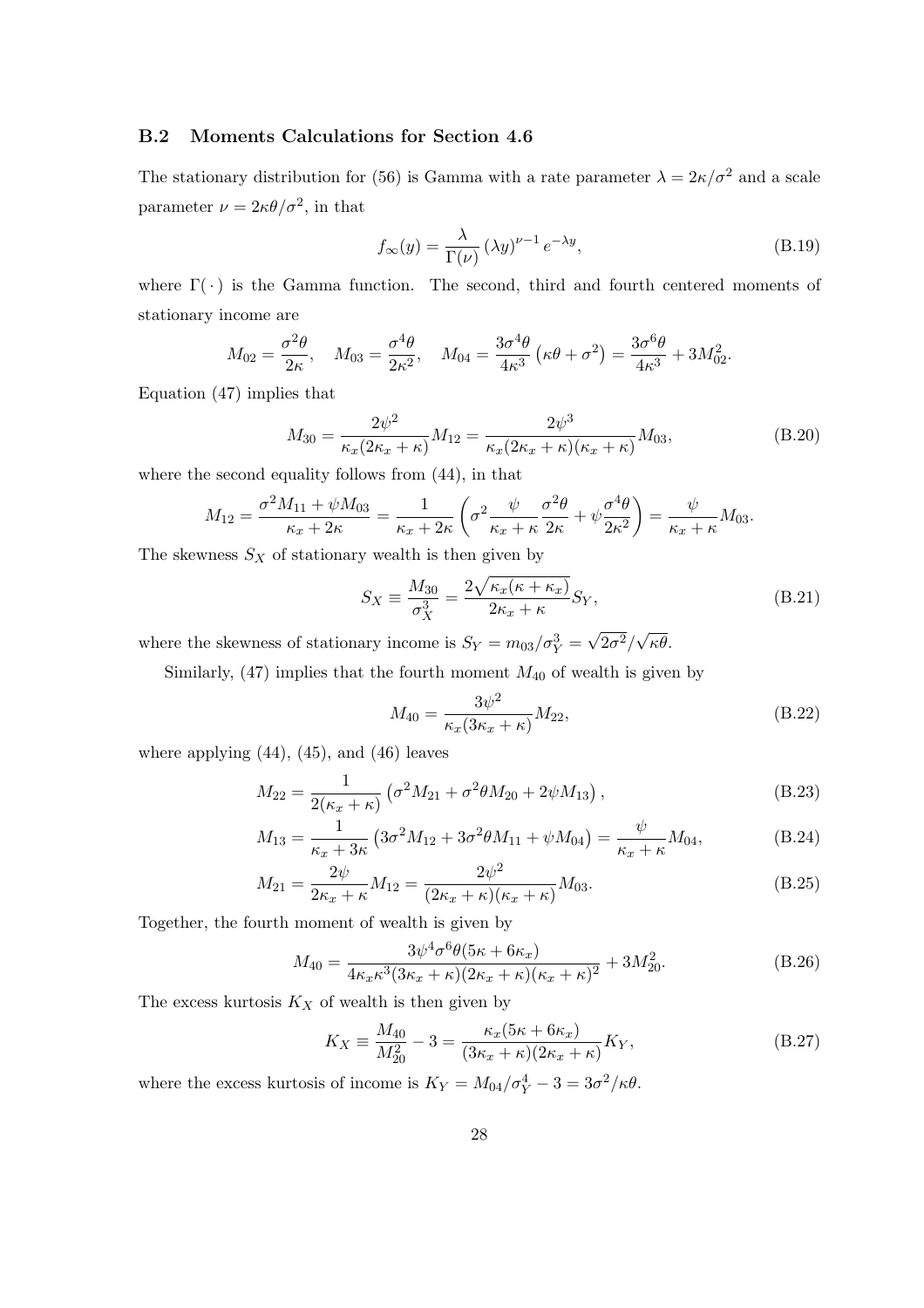### B.2 Moments Calculations for Section 4.6

The stationary distribution for (56) is Gamma with a rate parameter $\lambda = 2\kappa/\sigma^2$ and a scale parameter $\nu = 2\kappa\theta/\sigma^2$, in that

$$
f_\infty(y) = \frac{\lambda}{\Gamma(\nu)} (\lambda y)^{\nu-1} e^{-\lambda y}, \tag{B.19}
$$

where $\Gamma(\cdot)$ is the Gamma function. The second, third and fourth centered moments of stationary income are

$$
M_{02} = \frac{\sigma^2\theta}{2\kappa}, \quad M_{03} = \frac{\sigma^4\theta}{2\kappa^2}, \quad M_{04} = \frac{3\sigma^4\theta}{4\kappa^3}\left(\kappa\theta + \sigma^2\right) = \frac{3\sigma^6\theta}{4\kappa^3} + 3M_{02}^2.
$$

Equation (47) implies that

$$
M_{30} = \frac{2\psi^2}{\kappa_x(2\kappa_x + \kappa)} M_{12} = \frac{2\psi^3}{\kappa_x(2\kappa_x + \kappa)(\kappa_x + \kappa)} M_{03}, \tag{B.20}
$$

where the second equality follows from (44), in that

$$
M_{12} = \frac{\sigma^2 M_{11} + \psi M_{03}}{\kappa_x + 2\kappa} = \frac{1}{\kappa_x + 2\kappa}\left(\sigma^2 \frac{\psi}{\kappa_x + \kappa}\frac{\sigma^2\theta}{2\kappa} + \psi\frac{\sigma^4\theta}{2\kappa^2}\right) = \frac{\psi}{\kappa_x + \kappa} M_{03}.
$$

The skewness $S_X$ of stationary wealth is then given by

$$
S_X \equiv \frac{M_{30}}{\sigma_X^3} = \frac{2\sqrt{\kappa_x(\kappa + \kappa_x)}}{2\kappa_x + \kappa} S_Y, \tag{B.21}
$$

where the skewness of stationary income is $S_Y = m_{03}/\sigma_Y^3 = \sqrt{2\sigma^2}/\sqrt{\kappa\theta}$.

Similarly, (47) implies that the fourth moment $M_{40}$ of wealth is given by

$$
M_{40} = \frac{3\psi^2}{\kappa_x(3\kappa_x + \kappa)} M_{22}, \tag{B.22}
$$

where applying (44), (45), and (46) leaves

$$
M_{22} = \frac{1}{2(\kappa_x + \kappa)}\left(\sigma^2 M_{21} + \sigma^2\theta M_{20} + 2\psi M_{13}\right), \tag{B.23}
$$

$$
M_{13} = \frac{1}{\kappa_x + 3\kappa}\left(3\sigma^2 M_{12} + 3\sigma^2\theta M_{11} + \psi M_{04}\right) = \frac{\psi}{\kappa_x + \kappa} M_{04}, \tag{B.24}
$$

$$
M_{21} = \frac{2\psi}{2\kappa_x + \kappa} M_{12} = \frac{2\psi^2}{(2\kappa_x + \kappa)(\kappa_x + \kappa)} M_{03}. \tag{B.25}
$$

Together, the fourth moment of wealth is given by

$$
M_{40} = \frac{3\psi^4\sigma^6\theta(5\kappa + 6\kappa_x)}{4\kappa_x\kappa^3(3\kappa_x + \kappa)(2\kappa_x + \kappa)(\kappa_x + \kappa)^2} + 3M_{20}^2. \tag{B.26}
$$

The excess kurtosis $K_X$ of wealth is then given by

$$
K_X \equiv \frac{M_{40}}{M_{20}^2} - 3 = \frac{\kappa_x(5\kappa + 6\kappa_x)}{(3\kappa_x + \kappa)(2\kappa_x + \kappa)} K_Y, \tag{B.27}
$$

where the excess kurtosis of income is $K_Y = M_{04}/\sigma_Y^4 - 3 = 3\sigma^2/\kappa\theta$.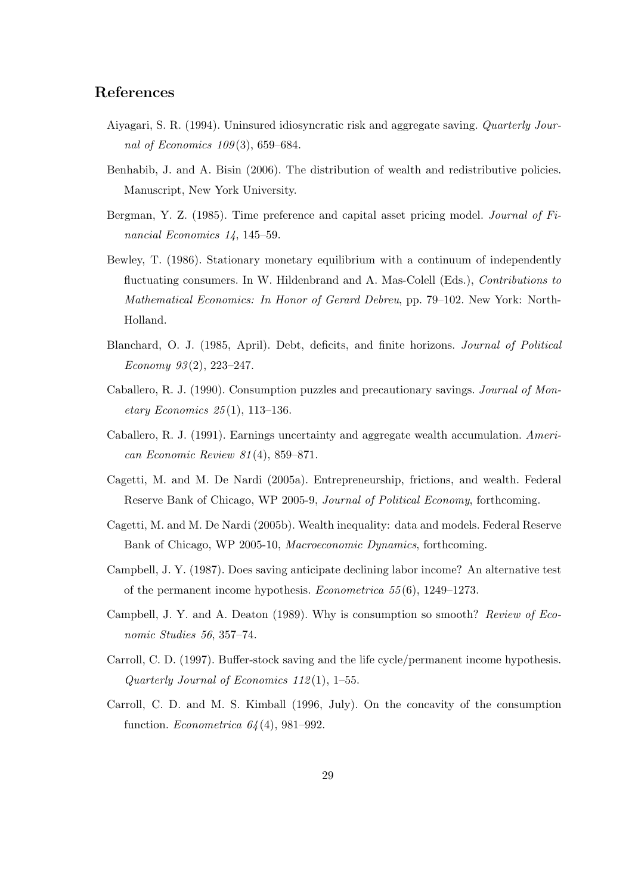## References

Aiyagari, S. R. (1994). Uninsured idiosyncratic risk and aggregate saving. *Quarterly Journal of Economics 109*(3), 659–684.

Benhabib, J. and A. Bisin (2006). The distribution of wealth and redistributive policies. Manuscript, New York University.

Bergman, Y. Z. (1985). Time preference and capital asset pricing model. *Journal of Financial Economics 14*, 145–59.

Bewley, T. (1986). Stationary monetary equilibrium with a continuum of independently fluctuating consumers. In W. Hildenbrand and A. Mas-Colell (Eds.), *Contributions to Mathematical Economics: In Honor of Gerard Debreu*, pp. 79–102. New York: North-Holland.

Blanchard, O. J. (1985, April). Debt, deficits, and finite horizons. *Journal of Political Economy 93*(2), 223–247.

Caballero, R. J. (1990). Consumption puzzles and precautionary savings. *Journal of Monetary Economics 25*(1), 113–136.

Caballero, R. J. (1991). Earnings uncertainty and aggregate wealth accumulation. *American Economic Review 81*(4), 859–871.

Cagetti, M. and M. De Nardi (2005a). Entrepreneurship, frictions, and wealth. Federal Reserve Bank of Chicago, WP 2005-9, *Journal of Political Economy*, forthcoming.

Cagetti, M. and M. De Nardi (2005b). Wealth inequality: data and models. Federal Reserve Bank of Chicago, WP 2005-10, *Macroeconomic Dynamics*, forthcoming.

Campbell, J. Y. (1987). Does saving anticipate declining labor income? An alternative test of the permanent income hypothesis. *Econometrica 55*(6), 1249–1273.

Campbell, J. Y. and A. Deaton (1989). Why is consumption so smooth? *Review of Economic Studies 56*, 357–74.

Carroll, C. D. (1997). Buffer-stock saving and the life cycle/permanent income hypothesis. *Quarterly Journal of Economics 112*(1), 1–55.

Carroll, C. D. and M. S. Kimball (1996, July). On the concavity of the consumption function. *Econometrica 64*(4), 981–992.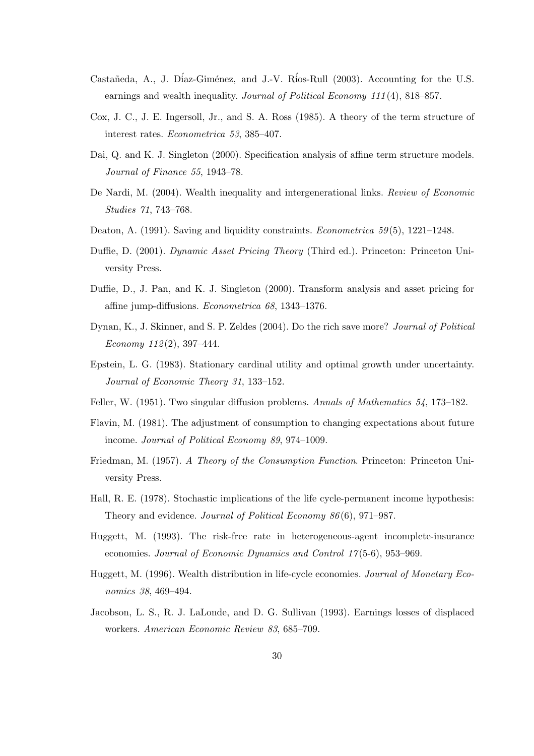Castañeda, A., J. Díaz-Giménez, and J.-V. Ríos-Rull (2003). Accounting for the U.S. earnings and wealth inequality. *Journal of Political Economy 111*(4), 818–857.

Cox, J. C., J. E. Ingersoll, Jr., and S. A. Ross (1985). A theory of the term structure of interest rates. *Econometrica 53*, 385–407.

Dai, Q. and K. J. Singleton (2000). Specification analysis of affine term structure models. *Journal of Finance 55*, 1943–78.

De Nardi, M. (2004). Wealth inequality and intergenerational links. *Review of Economic Studies 71*, 743–768.

Deaton, A. (1991). Saving and liquidity constraints. *Econometrica 59*(5), 1221–1248.

Duffie, D. (2001). *Dynamic Asset Pricing Theory* (Third ed.). Princeton: Princeton University Press.

Duffie, D., J. Pan, and K. J. Singleton (2000). Transform analysis and asset pricing for affine jump-diffusions. *Econometrica 68*, 1343–1376.

Dynan, K., J. Skinner, and S. P. Zeldes (2004). Do the rich save more? *Journal of Political Economy 112*(2), 397–444.

Epstein, L. G. (1983). Stationary cardinal utility and optimal growth under uncertainty. *Journal of Economic Theory 31*, 133–152.

Feller, W. (1951). Two singular diffusion problems. *Annals of Mathematics 54*, 173–182.

Flavin, M. (1981). The adjustment of consumption to changing expectations about future income. *Journal of Political Economy 89*, 974–1009.

Friedman, M. (1957). *A Theory of the Consumption Function*. Princeton: Princeton University Press.

Hall, R. E. (1978). Stochastic implications of the life cycle-permanent income hypothesis: Theory and evidence. *Journal of Political Economy 86*(6), 971–987.

Huggett, M. (1993). The risk-free rate in heterogeneous-agent incomplete-insurance economies. *Journal of Economic Dynamics and Control 17*(5-6), 953–969.

Huggett, M. (1996). Wealth distribution in life-cycle economies. *Journal of Monetary Economics 38*, 469–494.

Jacobson, L. S., R. J. LaLonde, and D. G. Sullivan (1993). Earnings losses of displaced workers. *American Economic Review 83*, 685–709.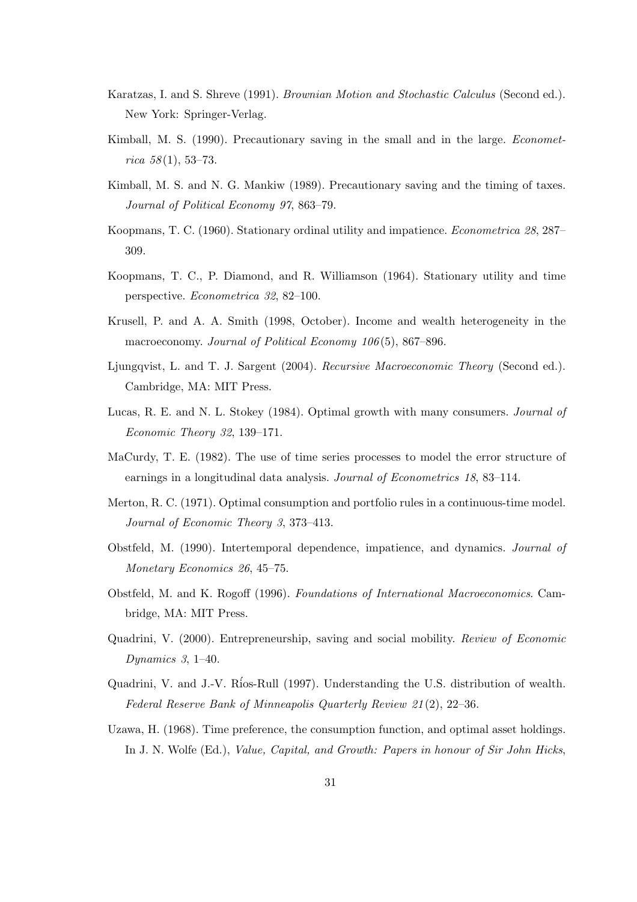Karatzas, I. and S. Shreve (1991). *Brownian Motion and Stochastic Calculus* (Second ed.). New York: Springer-Verlag.

Kimball, M. S. (1990). Precautionary saving in the small and in the large. *Econometrica 58*(1), 53–73.

Kimball, M. S. and N. G. Mankiw (1989). Precautionary saving and the timing of taxes. *Journal of Political Economy 97*, 863–79.

Koopmans, T. C. (1960). Stationary ordinal utility and impatience. *Econometrica 28*, 287–309.

Koopmans, T. C., P. Diamond, and R. Williamson (1964). Stationary utility and time perspective. *Econometrica 32*, 82–100.

Krusell, P. and A. A. Smith (1998, October). Income and wealth heterogeneity in the macroeconomy. *Journal of Political Economy 106*(5), 867–896.

Ljungqvist, L. and T. J. Sargent (2004). *Recursive Macroeconomic Theory* (Second ed.). Cambridge, MA: MIT Press.

Lucas, R. E. and N. L. Stokey (1984). Optimal growth with many consumers. *Journal of Economic Theory 32*, 139–171.

MaCurdy, T. E. (1982). The use of time series processes to model the error structure of earnings in a longitudinal data analysis. *Journal of Econometrics 18*, 83–114.

Merton, R. C. (1971). Optimal consumption and portfolio rules in a continuous-time model. *Journal of Economic Theory 3*, 373–413.

Obstfeld, M. (1990). Intertemporal dependence, impatience, and dynamics. *Journal of Monetary Economics 26*, 45–75.

Obstfeld, M. and K. Rogoff (1996). *Foundations of International Macroeconomics*. Cambridge, MA: MIT Press.

Quadrini, V. (2000). Entrepreneurship, saving and social mobility. *Review of Economic Dynamics 3*, 1–40.

Quadrini, V. and J.-V. Ríos-Rull (1997). Understanding the U.S. distribution of wealth. *Federal Reserve Bank of Minneapolis Quarterly Review 21*(2), 22–36.

Uzawa, H. (1968). Time preference, the consumption function, and optimal asset holdings. In J. N. Wolfe (Ed.), *Value, Capital, and Growth: Papers in honour of Sir John Hicks*,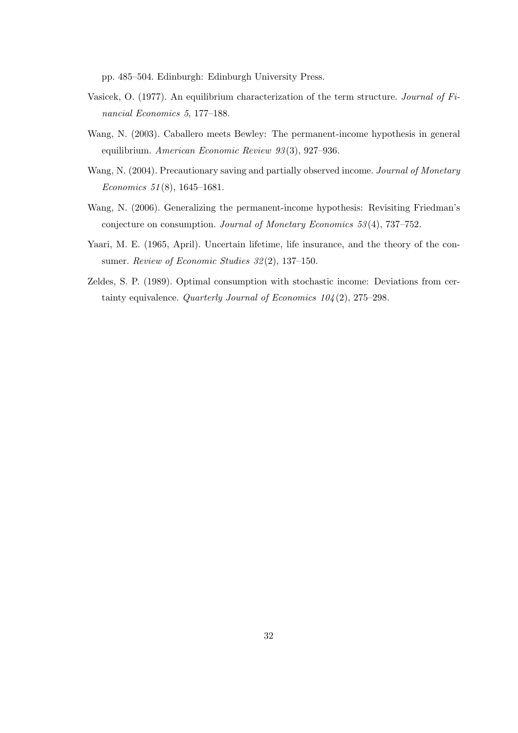pp. 485–504. Edinburgh: Edinburgh University Press.

Vasicek, O. (1977). An equilibrium characterization of the term structure. *Journal of Financial Economics 5*, 177–188.

Wang, N. (2003). Caballero meets Bewley: The permanent-income hypothesis in general equilibrium. *American Economic Review 93*(3), 927–936.

Wang, N. (2004). Precautionary saving and partially observed income. *Journal of Monetary Economics 51*(8), 1645–1681.

Wang, N. (2006). Generalizing the permanent-income hypothesis: Revisiting Friedman's conjecture on consumption. *Journal of Monetary Economics 53*(4), 737–752.

Yaari, M. E. (1965, April). Uncertain lifetime, life insurance, and the theory of the consumer. *Review of Economic Studies 32*(2), 137–150.

Zeldes, S. P. (1989). Optimal consumption with stochastic income: Deviations from certainty equivalence. *Quarterly Journal of Economics 104*(2), 275–298.